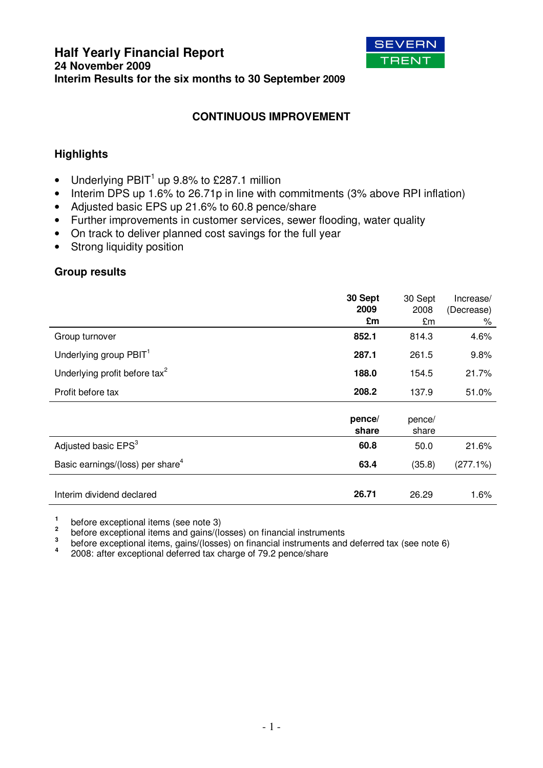# Half Yearly Financial Report

**24 November 2009**

**Interim Results for the six months to 30 September 2009**

SEVERN TRENT

## CONTINUOUS IMPROVEMENT

### Highlights

- Underlying PBIT[1] up 9.8% to £287.1 million
- Interim DPS up 1.6% to 26.71p in line with commitments (3% above RPI inflation)
- Adjusted basic EPS up 21.6% to 60.8 pence/share
- Further improvements in customer services, sewer flooding, water quality
- On track to deliver planned cost savings for the full year
- Strong liquidity position

### Group results

| | **30 Sept 2009 £m** | 30 Sept 2008 £m | Increase/ (Decrease) % |
|---|---|---|---|
| Group turnover | **852.1** | 814.3 | 4.6% |
| Underlying group PBIT[1] | **287.1** | 261.5 | 9.8% |
| Underlying profit before tax[2] | **188.0** | 154.5 | 21.7% |
| Profit before tax | **208.2** | 137.9 | 51.0% |
| | **pence/ share** | pence/ share | |
| Adjusted basic EPS[3] | **60.8** | 50.0 | 21.6% |
| Basic earnings/(loss) per share[4] | **63.4** | (35.8) | (277.1%) |
| Interim dividend declared | **26.71** | 26.29 | 1.6% |

1 before exceptional items (see note 3)
2 before exceptional items and gains/(losses) on financial instruments
3 before exceptional items, gains/(losses) on financial instruments and deferred tax (see note 6)
4 2008: after exceptional deferred tax charge of 79.2 pence/share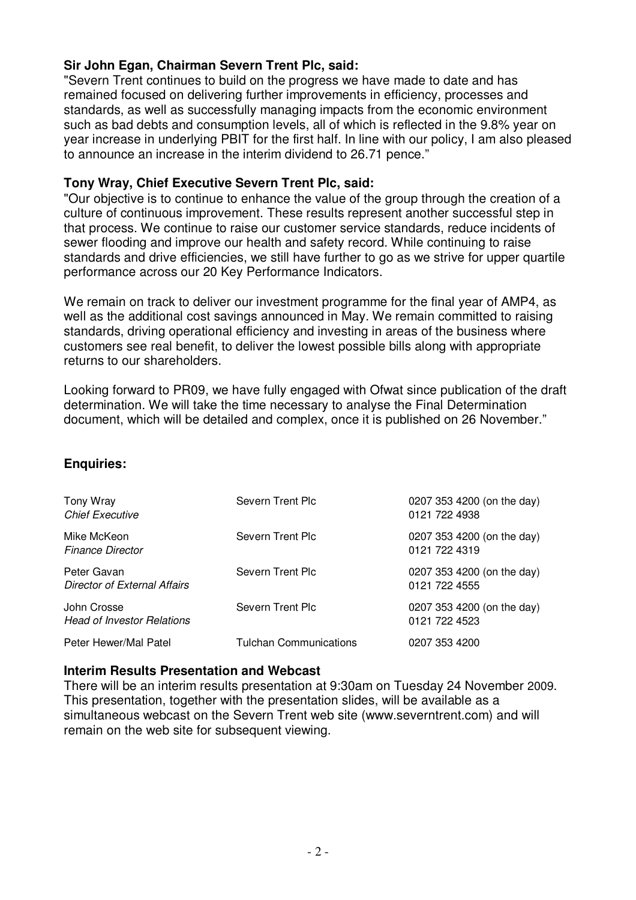**Sir John Egan, Chairman Severn Trent Plc, said:**

"Severn Trent continues to build on the progress we have made to date and has remained focused on delivering further improvements in efficiency, processes and standards, as well as successfully managing impacts from the economic environment such as bad debts and consumption levels, all of which is reflected in the 9.8% year on year increase in underlying PBIT for the first half. In line with our policy, I am also pleased to announce an increase in the interim dividend to 26.71 pence."

**Tony Wray, Chief Executive Severn Trent Plc, said:**

"Our objective is to continue to enhance the value of the group through the creation of a culture of continuous improvement. These results represent another successful step in that process. We continue to raise our customer service standards, reduce incidents of sewer flooding and improve our health and safety record. While continuing to raise standards and drive efficiencies, we still have further to go as we strive for upper quartile performance across our 20 Key Performance Indicators.

We remain on track to deliver our investment programme for the final year of AMP4, as well as the additional cost savings announced in May. We remain committed to raising standards, driving operational efficiency and investing in areas of the business where customers see real benefit, to deliver the lowest possible bills along with appropriate returns to our shareholders.

Looking forward to PR09, we have fully engaged with Ofwat since publication of the draft determination. We will take the time necessary to analyse the Final Determination document, which will be detailed and complex, once it is published on 26 November."

## Enquiries:

| | | |
|---|---|---|
| Tony Wray<br>*Chief Executive* | Severn Trent Plc | 0207 353 4200 (on the day)<br>0121 722 4938 |
| Mike McKeon<br>*Finance Director* | Severn Trent Plc | 0207 353 4200 (on the day)<br>0121 722 4319 |
| Peter Gavan<br>*Director of External Affairs* | Severn Trent Plc | 0207 353 4200 (on the day)<br>0121 722 4555 |
| John Crosse<br>*Head of Investor Relations* | Severn Trent Plc | 0207 353 4200 (on the day)<br>0121 722 4523 |
| Peter Hewer/Mal Patel | Tulchan Communications | 0207 353 4200 |

## Interim Results Presentation and Webcast

There will be an interim results presentation at 9:30am on Tuesday 24 November 2009. This presentation, together with the presentation slides, will be available as a simultaneous webcast on the Severn Trent web site (www.severntrent.com) and will remain on the web site for subsequent viewing.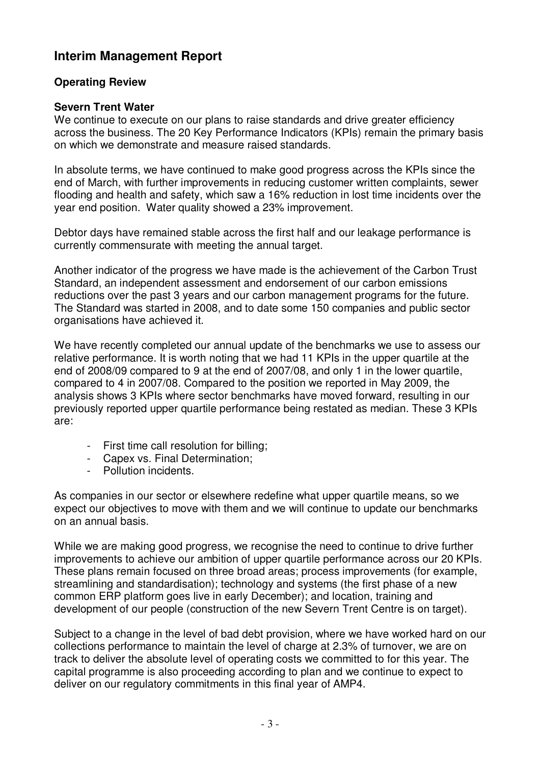# Interim Management Report

## Operating Review

### Severn Trent Water

We continue to execute on our plans to raise standards and drive greater efficiency across the business. The 20 Key Performance Indicators (KPIs) remain the primary basis on which we demonstrate and measure raised standards.

In absolute terms, we have continued to make good progress across the KPIs since the end of March, with further improvements in reducing customer written complaints, sewer flooding and health and safety, which saw a 16% reduction in lost time incidents over the year end position. Water quality showed a 23% improvement.

Debtor days have remained stable across the first half and our leakage performance is currently commensurate with meeting the annual target.

Another indicator of the progress we have made is the achievement of the Carbon Trust Standard, an independent assessment and endorsement of our carbon emissions reductions over the past 3 years and our carbon management programs for the future. The Standard was started in 2008, and to date some 150 companies and public sector organisations have achieved it.

We have recently completed our annual update of the benchmarks we use to assess our relative performance. It is worth noting that we had 11 KPIs in the upper quartile at the end of 2008/09 compared to 9 at the end of 2007/08, and only 1 in the lower quartile, compared to 4 in 2007/08. Compared to the position we reported in May 2009, the analysis shows 3 KPIs where sector benchmarks have moved forward, resulting in our previously reported upper quartile performance being restated as median. These 3 KPIs are:

- First time call resolution for billing;
- Capex vs. Final Determination;
- Pollution incidents.

As companies in our sector or elsewhere redefine what upper quartile means, so we expect our objectives to move with them and we will continue to update our benchmarks on an annual basis.

While we are making good progress, we recognise the need to continue to drive further improvements to achieve our ambition of upper quartile performance across our 20 KPIs. These plans remain focused on three broad areas; process improvements (for example, streamlining and standardisation); technology and systems (the first phase of a new common ERP platform goes live in early December); and location, training and development of our people (construction of the new Severn Trent Centre is on target).

Subject to a change in the level of bad debt provision, where we have worked hard on our collections performance to maintain the level of charge at 2.3% of turnover, we are on track to deliver the absolute level of operating costs we committed to for this year. The capital programme is also proceeding according to plan and we continue to expect to deliver on our regulatory commitments in this final year of AMP4.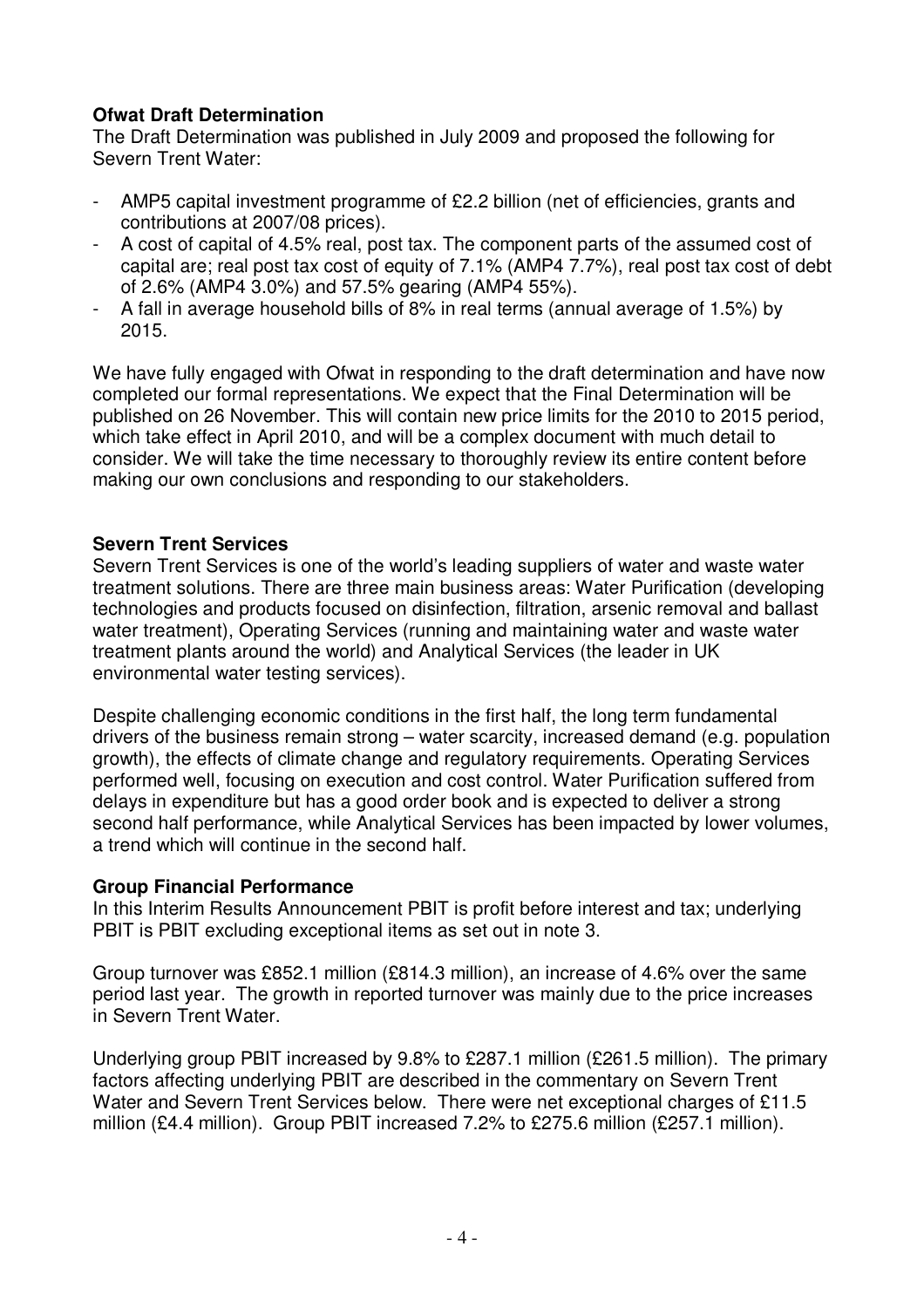**Ofwat Draft Determination**

The Draft Determination was published in July 2009 and proposed the following for Severn Trent Water:

- AMP5 capital investment programme of £2.2 billion (net of efficiencies, grants and contributions at 2007/08 prices).
- A cost of capital of 4.5% real, post tax. The component parts of the assumed cost of capital are; real post tax cost of equity of 7.1% (AMP4 7.7%), real post tax cost of debt of 2.6% (AMP4 3.0%) and 57.5% gearing (AMP4 55%).
- A fall in average household bills of 8% in real terms (annual average of 1.5%) by 2015.

We have fully engaged with Ofwat in responding to the draft determination and have now completed our formal representations. We expect that the Final Determination will be published on 26 November. This will contain new price limits for the 2010 to 2015 period, which take effect in April 2010, and will be a complex document with much detail to consider. We will take the time necessary to thoroughly review its entire content before making our own conclusions and responding to our stakeholders.

**Severn Trent Services**

Severn Trent Services is one of the world's leading suppliers of water and waste water treatment solutions. There are three main business areas: Water Purification (developing technologies and products focused on disinfection, filtration, arsenic removal and ballast water treatment), Operating Services (running and maintaining water and waste water treatment plants around the world) and Analytical Services (the leader in UK environmental water testing services).

Despite challenging economic conditions in the first half, the long term fundamental drivers of the business remain strong – water scarcity, increased demand (e.g. population growth), the effects of climate change and regulatory requirements. Operating Services performed well, focusing on execution and cost control. Water Purification suffered from delays in expenditure but has a good order book and is expected to deliver a strong second half performance, while Analytical Services has been impacted by lower volumes, a trend which will continue in the second half.

**Group Financial Performance**

In this Interim Results Announcement PBIT is profit before interest and tax; underlying PBIT is PBIT excluding exceptional items as set out in note 3.

Group turnover was £852.1 million (£814.3 million), an increase of 4.6% over the same period last year. The growth in reported turnover was mainly due to the price increases in Severn Trent Water.

Underlying group PBIT increased by 9.8% to £287.1 million (£261.5 million). The primary factors affecting underlying PBIT are described in the commentary on Severn Trent Water and Severn Trent Services below. There were net exceptional charges of £11.5 million (£4.4 million). Group PBIT increased 7.2% to £275.6 million (£257.1 million).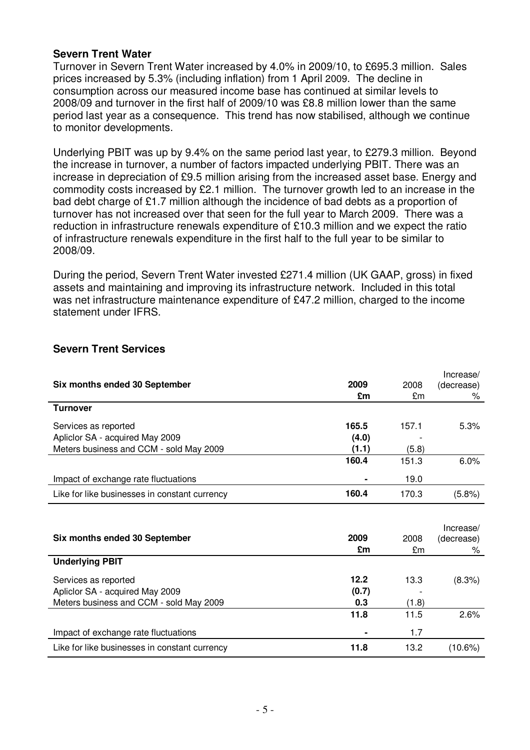### Severn Trent Water

Turnover in Severn Trent Water increased by 4.0% in 2009/10, to £695.3 million. Sales prices increased by 5.3% (including inflation) from 1 April 2009. The decline in consumption across our measured income base has continued at similar levels to 2008/09 and turnover in the first half of 2009/10 was £8.8 million lower than the same period last year as a consequence. This trend has now stabilised, although we continue to monitor developments.

Underlying PBIT was up by 9.4% on the same period last year, to £279.3 million. Beyond the increase in turnover, a number of factors impacted underlying PBIT. There was an increase in depreciation of £9.5 million arising from the increased asset base. Energy and commodity costs increased by £2.1 million. The turnover growth led to an increase in the bad debt charge of £1.7 million although the incidence of bad debts as a proportion of turnover has not increased over that seen for the full year to March 2009. There was a reduction in infrastructure renewals expenditure of £10.3 million and we expect the ratio of infrastructure renewals expenditure in the first half to the full year to be similar to 2008/09.

During the period, Severn Trent Water invested £271.4 million (UK GAAP, gross) in fixed assets and maintaining and improving its infrastructure network. Included in this total was net infrastructure maintenance expenditure of £47.2 million, charged to the income statement under IFRS.

### Severn Trent Services

| Six months ended 30 September | 2009<br>£m | 2008<br>£m | Increase/<br>(decrease)<br>% |
|---|---|---|---|
| **Turnover** | | | |
| Services as reported | **165.5** | 157.1 | 5.3% |
| Apliclor SA - acquired May 2009 | **(4.0)** | - | |
| Meters business and CCM - sold May 2009 | **(1.1)** | (5.8) | |
| | **160.4** | 151.3 | 6.0% |
| Impact of exchange rate fluctuations | **-** | 19.0 | |
| Like for like businesses in constant currency | **160.4** | 170.3 | (5.8%) |

| Six months ended 30 September | 2009<br>£m | 2008<br>£m | Increase/<br>(decrease)<br>% |
|---|---|---|---|
| **Underlying PBIT** | | | |
| Services as reported | **12.2** | 13.3 | (8.3%) |
| Apliclor SA - acquired May 2009 | **(0.7)** | - | |
| Meters business and CCM - sold May 2009 | **0.3** | (1.8) | |
| | **11.8** | 11.5 | 2.6% |
| Impact of exchange rate fluctuations | **-** | 1.7 | |
| Like for like businesses in constant currency | **11.8** | 13.2 | (10.6%) |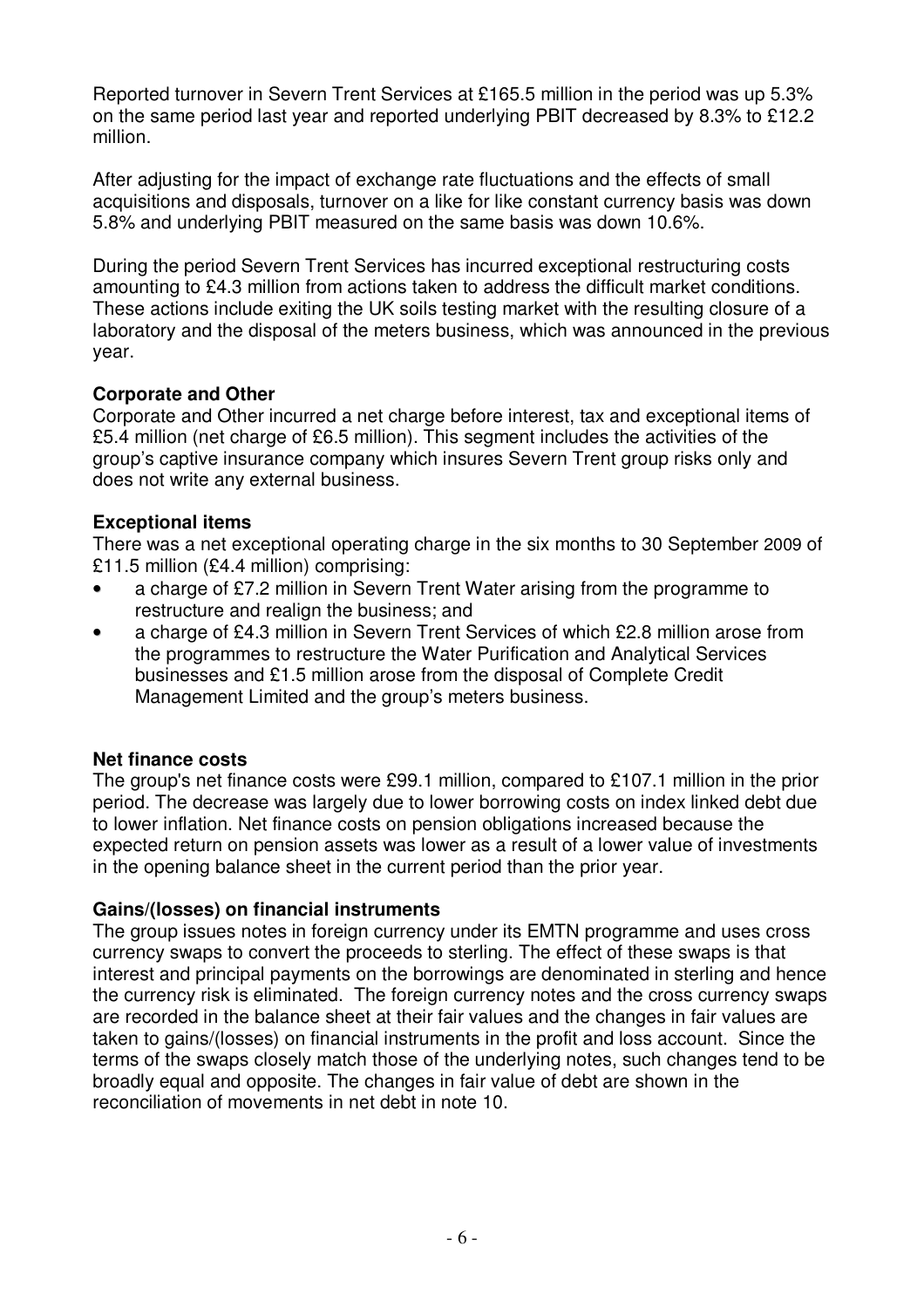Reported turnover in Severn Trent Services at £165.5 million in the period was up 5.3% on the same period last year and reported underlying PBIT decreased by 8.3% to £12.2 million.

After adjusting for the impact of exchange rate fluctuations and the effects of small acquisitions and disposals, turnover on a like for like constant currency basis was down 5.8% and underlying PBIT measured on the same basis was down 10.6%.

During the period Severn Trent Services has incurred exceptional restructuring costs amounting to £4.3 million from actions taken to address the difficult market conditions. These actions include exiting the UK soils testing market with the resulting closure of a laboratory and the disposal of the meters business, which was announced in the previous year.

**Corporate and Other**

Corporate and Other incurred a net charge before interest, tax and exceptional items of £5.4 million (net charge of £6.5 million). This segment includes the activities of the group's captive insurance company which insures Severn Trent group risks only and does not write any external business.

**Exceptional items**

There was a net exceptional operating charge in the six months to 30 September 2009 of £11.5 million (£4.4 million) comprising:

- a charge of £7.2 million in Severn Trent Water arising from the programme to restructure and realign the business; and
- a charge of £4.3 million in Severn Trent Services of which £2.8 million arose from the programmes to restructure the Water Purification and Analytical Services businesses and £1.5 million arose from the disposal of Complete Credit Management Limited and the group's meters business.

**Net finance costs**

The group's net finance costs were £99.1 million, compared to £107.1 million in the prior period. The decrease was largely due to lower borrowing costs on index linked debt due to lower inflation. Net finance costs on pension obligations increased because the expected return on pension assets was lower as a result of a lower value of investments in the opening balance sheet in the current period than the prior year.

**Gains/(losses) on financial instruments**

The group issues notes in foreign currency under its EMTN programme and uses cross currency swaps to convert the proceeds to sterling. The effect of these swaps is that interest and principal payments on the borrowings are denominated in sterling and hence the currency risk is eliminated. The foreign currency notes and the cross currency swaps are recorded in the balance sheet at their fair values and the changes in fair values are taken to gains/(losses) on financial instruments in the profit and loss account. Since the terms of the swaps closely match those of the underlying notes, such changes tend to be broadly equal and opposite. The changes in fair value of debt are shown in the reconciliation of movements in net debt in note 10.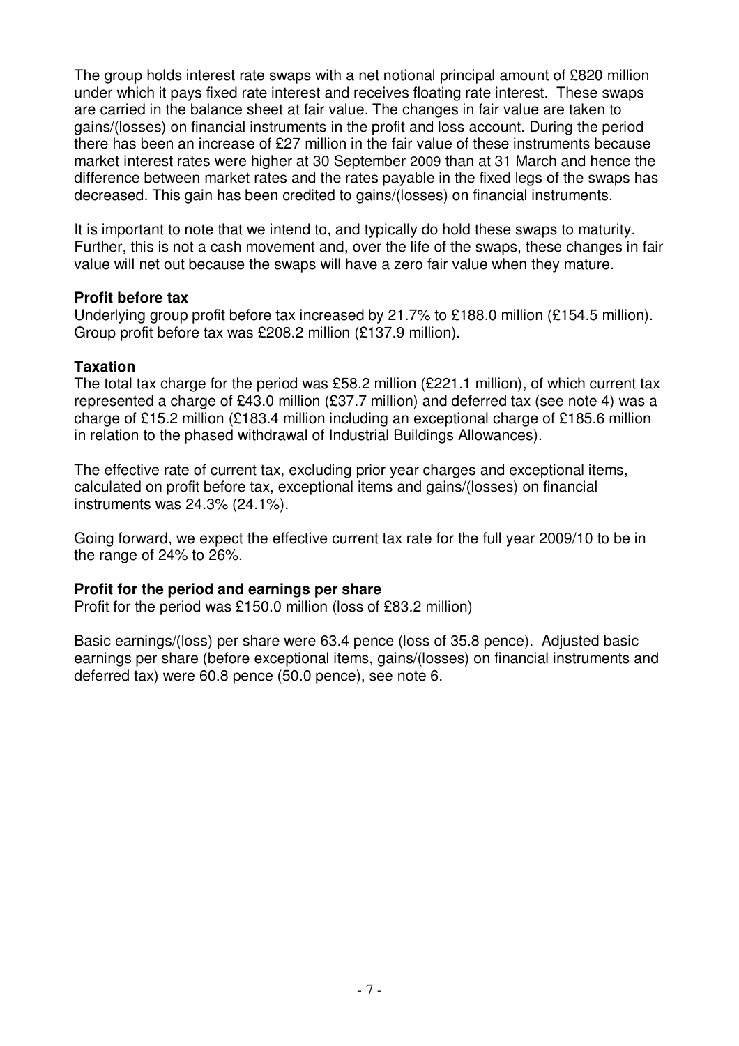The group holds interest rate swaps with a net notional principal amount of £820 million under which it pays fixed rate interest and receives floating rate interest. These swaps are carried in the balance sheet at fair value. The changes in fair value are taken to gains/(losses) on financial instruments in the profit and loss account. During the period there has been an increase of £27 million in the fair value of these instruments because market interest rates were higher at 30 September 2009 than at 31 March and hence the difference between market rates and the rates payable in the fixed legs of the swaps has decreased. This gain has been credited to gains/(losses) on financial instruments.

It is important to note that we intend to, and typically do hold these swaps to maturity. Further, this is not a cash movement and, over the life of the swaps, these changes in fair value will net out because the swaps will have a zero fair value when they mature.

**Profit before tax**

Underlying group profit before tax increased by 21.7% to £188.0 million (£154.5 million). Group profit before tax was £208.2 million (£137.9 million).

**Taxation**

The total tax charge for the period was £58.2 million (£221.1 million), of which current tax represented a charge of £43.0 million (£37.7 million) and deferred tax (see note 4) was a charge of £15.2 million (£183.4 million including an exceptional charge of £185.6 million in relation to the phased withdrawal of Industrial Buildings Allowances).

The effective rate of current tax, excluding prior year charges and exceptional items, calculated on profit before tax, exceptional items and gains/(losses) on financial instruments was 24.3% (24.1%).

Going forward, we expect the effective current tax rate for the full year 2009/10 to be in the range of 24% to 26%.

**Profit for the period and earnings per share**

Profit for the period was £150.0 million (loss of £83.2 million)

Basic earnings/(loss) per share were 63.4 pence (loss of 35.8 pence). Adjusted basic earnings per share (before exceptional items, gains/(losses) on financial instruments and deferred tax) were 60.8 pence (50.0 pence), see note 6.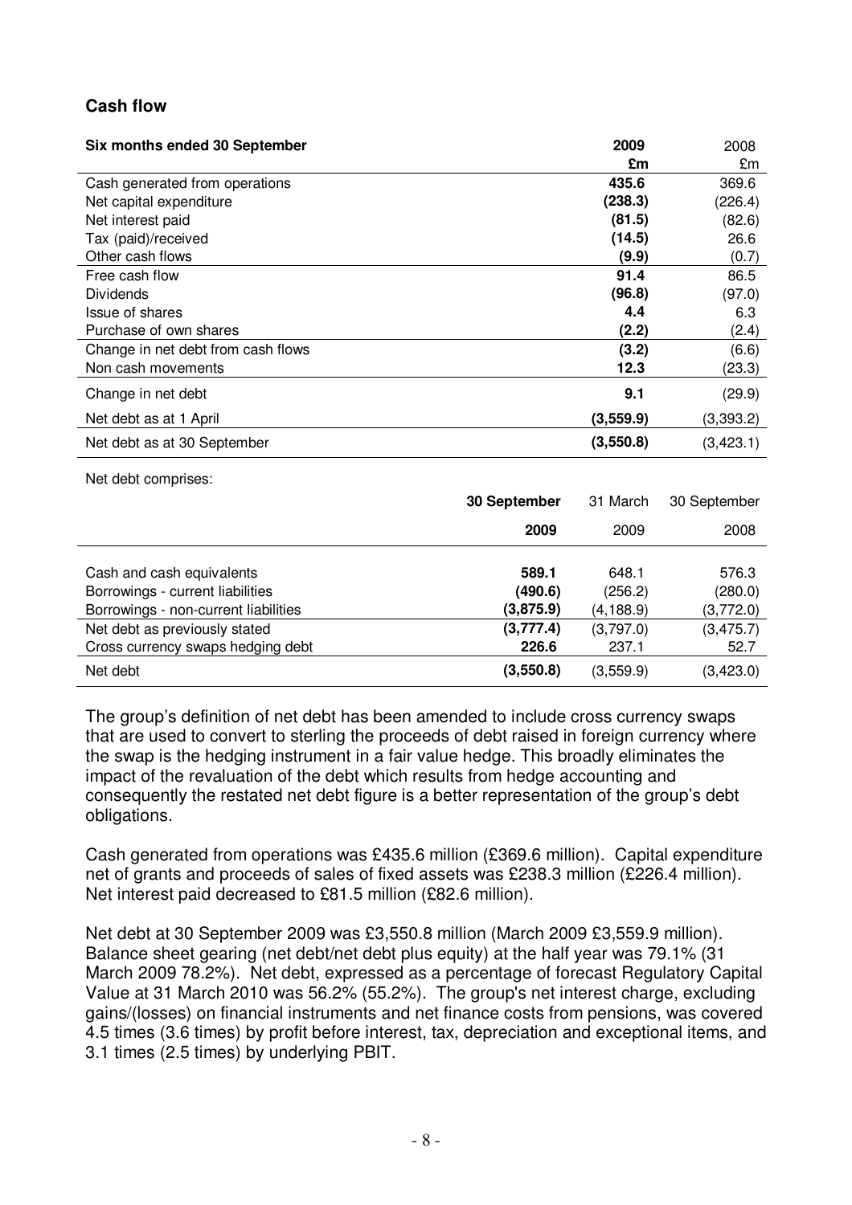## Cash flow

| Six months ended 30 September | 2009 | 2008 |
|---|---|---|
| | £m | £m |
| Cash generated from operations | **435.6** | 369.6 |
| Net capital expenditure | **(238.3)** | (226.4) |
| Net interest paid | **(81.5)** | (82.6) |
| Tax (paid)/received | **(14.5)** | 26.6 |
| Other cash flows | **(9.9)** | (0.7) |
| Free cash flow | **91.4** | 86.5 |
| Dividends | **(96.8)** | (97.0) |
| Issue of shares | **4.4** | 6.3 |
| Purchase of own shares | **(2.2)** | (2.4) |
| Change in net debt from cash flows | **(3.2)** | (6.6) |
| Non cash movements | **12.3** | (23.3) |
| Change in net debt | **9.1** | (29.9) |
| Net debt as at 1 April | **(3,559.9)** | (3,393.2) |
| Net debt as at 30 September | **(3,550.8)** | (3,423.1) |

Net debt comprises:

| | 30 September 2009 | 31 March 2009 | 30 September 2008 |
|---|---|---|---|
| Cash and cash equivalents | **589.1** | 648.1 | 576.3 |
| Borrowings - current liabilities | **(490.6)** | (256.2) | (280.0) |
| Borrowings - non-current liabilities | **(3,875.9)** | (4,188.9) | (3,772.0) |
| Net debt as previously stated | **(3,777.4)** | (3,797.0) | (3,475.7) |
| Cross currency swaps hedging debt | **226.6** | 237.1 | 52.7 |
| Net debt | **(3,550.8)** | (3,559.9) | (3,423.0) |

The group's definition of net debt has been amended to include cross currency swaps that are used to convert to sterling the proceeds of debt raised in foreign currency where the swap is the hedging instrument in a fair value hedge. This broadly eliminates the impact of the revaluation of the debt which results from hedge accounting and consequently the restated net debt figure is a better representation of the group's debt obligations.

Cash generated from operations was £435.6 million (£369.6 million). Capital expenditure net of grants and proceeds of sales of fixed assets was £238.3 million (£226.4 million). Net interest paid decreased to £81.5 million (£82.6 million).

Net debt at 30 September 2009 was £3,550.8 million (March 2009 £3,559.9 million). Balance sheet gearing (net debt/net debt plus equity) at the half year was 79.1% (31 March 2009 78.2%). Net debt, expressed as a percentage of forecast Regulatory Capital Value at 31 March 2010 was 56.2% (55.2%). The group's net interest charge, excluding gains/(losses) on financial instruments and net finance costs from pensions, was covered 4.5 times (3.6 times) by profit before interest, tax, depreciation and exceptional items, and 3.1 times (2.5 times) by underlying PBIT.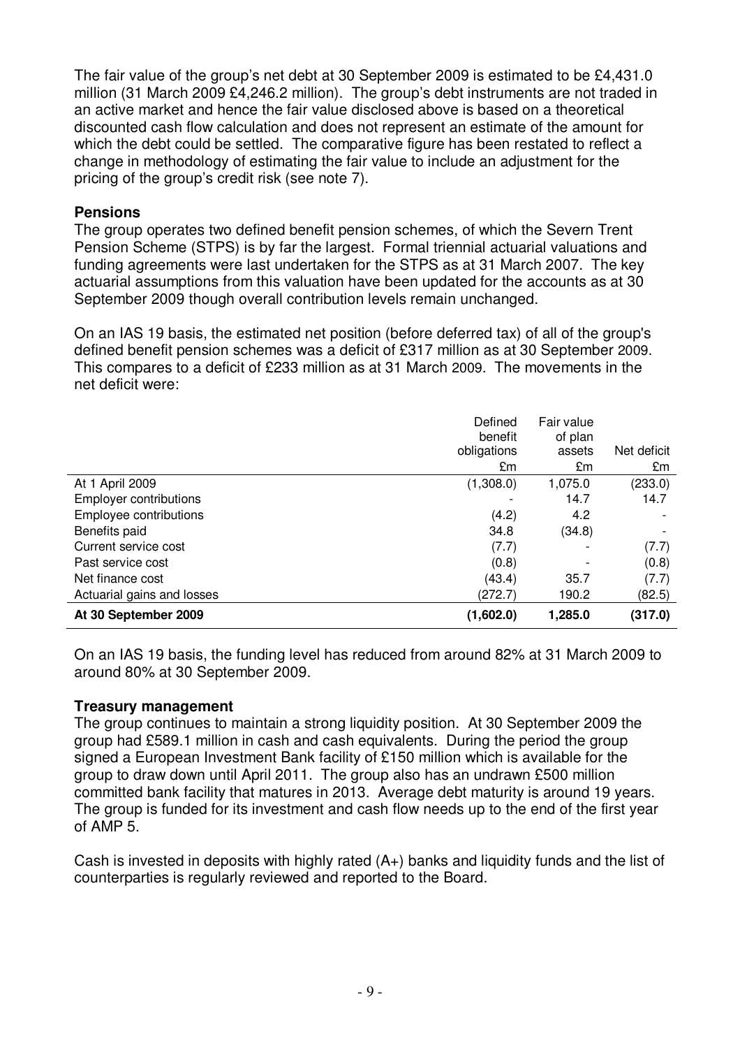The fair value of the group's net debt at 30 September 2009 is estimated to be £4,431.0 million (31 March 2009 £4,246.2 million). The group's debt instruments are not traded in an active market and hence the fair value disclosed above is based on a theoretical discounted cash flow calculation and does not represent an estimate of the amount for which the debt could be settled. The comparative figure has been restated to reflect a change in methodology of estimating the fair value to include an adjustment for the pricing of the group's credit risk (see note 7).

**Pensions**

The group operates two defined benefit pension schemes, of which the Severn Trent Pension Scheme (STPS) is by far the largest. Formal triennial actuarial valuations and funding agreements were last undertaken for the STPS as at 31 March 2007. The key actuarial assumptions from this valuation have been updated for the accounts as at 30 September 2009 though overall contribution levels remain unchanged.

On an IAS 19 basis, the estimated net position (before deferred tax) of all of the group's defined benefit pension schemes was a deficit of £317 million as at 30 September 2009. This compares to a deficit of £233 million as at 31 March 2009. The movements in the net deficit were:

| | Defined benefit obligations £m | Fair value of plan assets £m | Net deficit £m |
|---|---|---|---|
| At 1 April 2009 | (1,308.0) | 1,075.0 | (233.0) |
| Employer contributions | - | 14.7 | 14.7 |
| Employee contributions | (4.2) | 4.2 | - |
| Benefits paid | 34.8 | (34.8) | - |
| Current service cost | (7.7) | - | (7.7) |
| Past service cost | (0.8) | - | (0.8) |
| Net finance cost | (43.4) | 35.7 | (7.7) |
| Actuarial gains and losses | (272.7) | 190.2 | (82.5) |
| **At 30 September 2009** | **(1,602.0)** | **1,285.0** | **(317.0)** |

On an IAS 19 basis, the funding level has reduced from around 82% at 31 March 2009 to around 80% at 30 September 2009.

**Treasury management**

The group continues to maintain a strong liquidity position. At 30 September 2009 the group had £589.1 million in cash and cash equivalents. During the period the group signed a European Investment Bank facility of £150 million which is available for the group to draw down until April 2011. The group also has an undrawn £500 million committed bank facility that matures in 2013. Average debt maturity is around 19 years. The group is funded for its investment and cash flow needs up to the end of the first year of AMP 5.

Cash is invested in deposits with highly rated (A+) banks and liquidity funds and the list of counterparties is regularly reviewed and reported to the Board.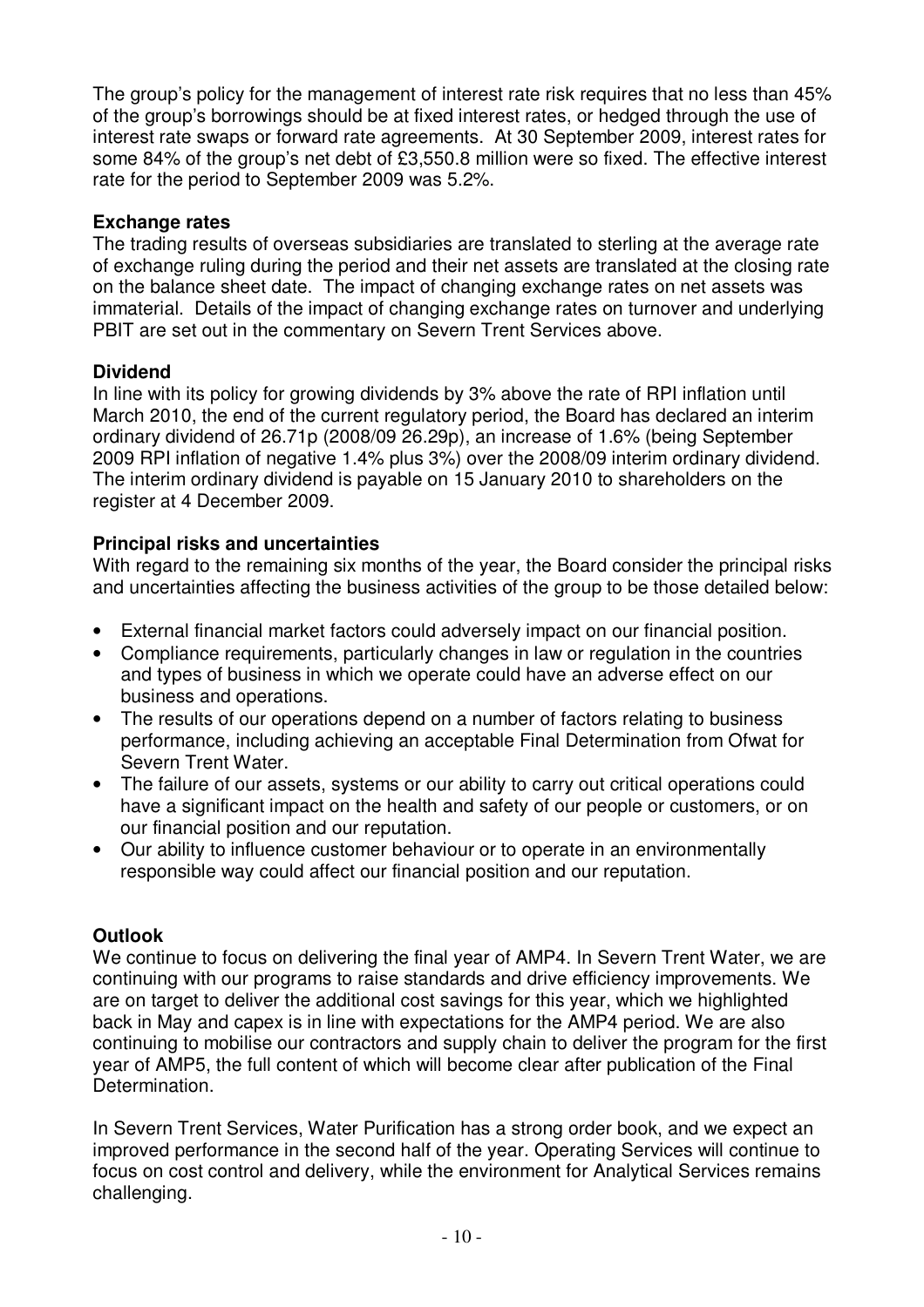The group's policy for the management of interest rate risk requires that no less than 45% of the group's borrowings should be at fixed interest rates, or hedged through the use of interest rate swaps or forward rate agreements. At 30 September 2009, interest rates for some 84% of the group's net debt of £3,550.8 million were so fixed. The effective interest rate for the period to September 2009 was 5.2%.

**Exchange rates**

The trading results of overseas subsidiaries are translated to sterling at the average rate of exchange ruling during the period and their net assets are translated at the closing rate on the balance sheet date. The impact of changing exchange rates on net assets was immaterial. Details of the impact of changing exchange rates on turnover and underlying PBIT are set out in the commentary on Severn Trent Services above.

**Dividend**

In line with its policy for growing dividends by 3% above the rate of RPI inflation until March 2010, the end of the current regulatory period, the Board has declared an interim ordinary dividend of 26.71p (2008/09 26.29p), an increase of 1.6% (being September 2009 RPI inflation of negative 1.4% plus 3%) over the 2008/09 interim ordinary dividend. The interim ordinary dividend is payable on 15 January 2010 to shareholders on the register at 4 December 2009.

**Principal risks and uncertainties**

With regard to the remaining six months of the year, the Board consider the principal risks and uncertainties affecting the business activities of the group to be those detailed below:

- External financial market factors could adversely impact on our financial position.
- Compliance requirements, particularly changes in law or regulation in the countries and types of business in which we operate could have an adverse effect on our business and operations.
- The results of our operations depend on a number of factors relating to business performance, including achieving an acceptable Final Determination from Ofwat for Severn Trent Water.
- The failure of our assets, systems or our ability to carry out critical operations could have a significant impact on the health and safety of our people or customers, or on our financial position and our reputation.
- Our ability to influence customer behaviour or to operate in an environmentally responsible way could affect our financial position and our reputation.

**Outlook**

We continue to focus on delivering the final year of AMP4. In Severn Trent Water, we are continuing with our programs to raise standards and drive efficiency improvements. We are on target to deliver the additional cost savings for this year, which we highlighted back in May and capex is in line with expectations for the AMP4 period. We are also continuing to mobilise our contractors and supply chain to deliver the program for the first year of AMP5, the full content of which will become clear after publication of the Final Determination.

In Severn Trent Services, Water Purification has a strong order book, and we expect an improved performance in the second half of the year. Operating Services will continue to focus on cost control and delivery, while the environment for Analytical Services remains challenging.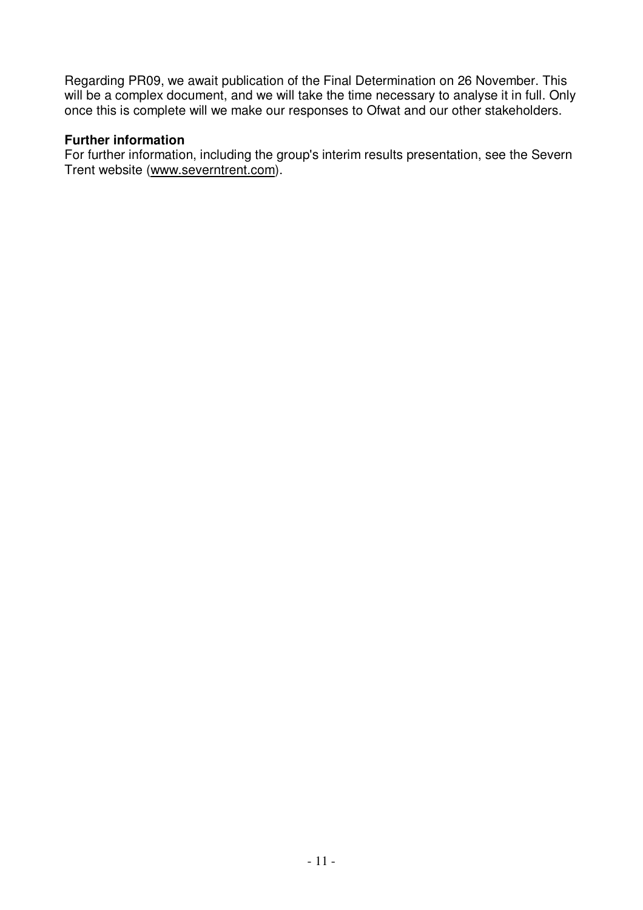Regarding PR09, we await publication of the Final Determination on 26 November. This will be a complex document, and we will take the time necessary to analyse it in full. Only once this is complete will we make our responses to Ofwat and our other stakeholders.

**Further information**

For further information, including the group's interim results presentation, see the Severn Trent website (www.severntrent.com).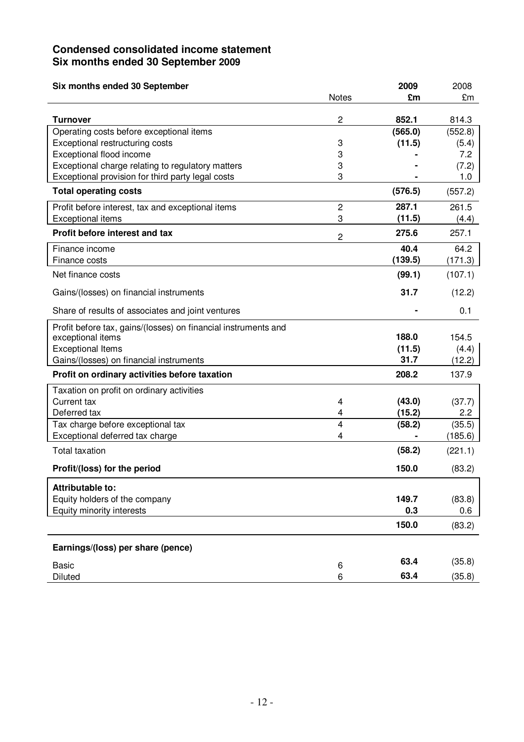## Condensed consolidated income statement
## Six months ended 30 September 2009

| Six months ended 30 September | Notes | 2009 £m | 2008 £m |
|---|---|---|---|
| **Turnover** | 2 | **852.1** | 814.3 |
| Operating costs before exceptional items | | **(565.0)** | (552.8) |
| Exceptional restructuring costs | 3 | **(11.5)** | (5.4) |
| Exceptional flood income | 3 | **-** | 7.2 |
| Exceptional charge relating to regulatory matters | 3 | **-** | (7.2) |
| Exceptional provision for third party legal costs | 3 | **-** | 1.0 |
| **Total operating costs** | | **(576.5)** | (557.2) |
| Profit before interest, tax and exceptional items | 2 | **287.1** | 261.5 |
| Exceptional items | 3 | **(11.5)** | (4.4) |
| **Profit before interest and tax** | 2 | **275.6** | 257.1 |
| Finance income | | **40.4** | 64.2 |
| Finance costs | | **(139.5)** | (171.3) |
| Net finance costs | | **(99.1)** | (107.1) |
| Gains/(losses) on financial instruments | | **31.7** | (12.2) |
| Share of results of associates and joint ventures | | **-** | 0.1 |
| Profit before tax, gains/(losses) on financial instruments and exceptional items | | **188.0** | 154.5 |
| Exceptional Items | | **(11.5)** | (4.4) |
| Gains/(losses) on financial instruments | | **31.7** | (12.2) |
| **Profit on ordinary activities before taxation** | | **208.2** | 137.9 |
| Taxation on profit on ordinary activities | | | |
| Current tax | 4 | **(43.0)** | (37.7) |
| Deferred tax | 4 | **(15.2)** | 2.2 |
| Tax charge before exceptional tax | 4 | **(58.2)** | (35.5) |
| Exceptional deferred tax charge | 4 | **-** | (185.6) |
| Total taxation | | **(58.2)** | (221.1) |
| **Profit/(loss) for the period** | | **150.0** | (83.2) |
| **Attributable to:** | | | |
| Equity holders of the company | | **149.7** | (83.8) |
| Equity minority interests | | **0.3** | 0.6 |
| | | **150.0** | (83.2) |
| **Earnings/(loss) per share (pence)** | | | |
| Basic | 6 | **63.4** | (35.8) |
| Diluted | 6 | **63.4** | (35.8) |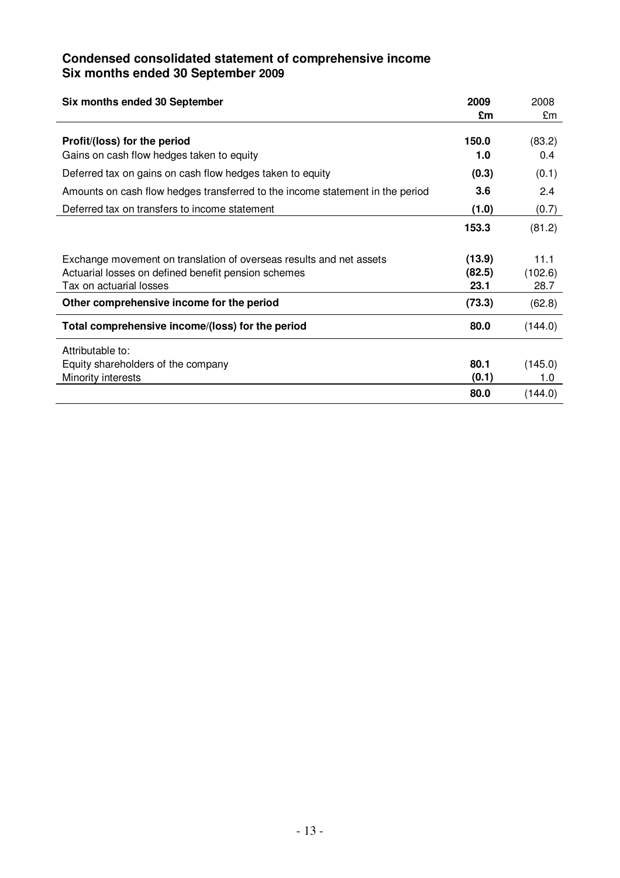## Condensed consolidated statement of comprehensive income
## Six months ended 30 September 2009

| Six months ended 30 September | 2009 £m | 2008 £m |
|---|---|---|
| **Profit/(loss) for the period** | **150.0** | (83.2) |
| Gains on cash flow hedges taken to equity | **1.0** | 0.4 |
| Deferred tax on gains on cash flow hedges taken to equity | **(0.3)** | (0.1) |
| Amounts on cash flow hedges transferred to the income statement in the period | **3.6** | 2.4 |
| Deferred tax on transfers to income statement | **(1.0)** | (0.7) |
| | **153.3** | (81.2) |
| Exchange movement on translation of overseas results and net assets | **(13.9)** | 11.1 |
| Actuarial losses on defined benefit pension schemes | **(82.5)** | (102.6) |
| Tax on actuarial losses | **23.1** | 28.7 |
| **Other comprehensive income for the period** | **(73.3)** | (62.8) |
| **Total comprehensive income/(loss) for the period** | **80.0** | (144.0) |
| Attributable to: | | |
| Equity shareholders of the company | **80.1** | (145.0) |
| Minority interests | **(0.1)** | 1.0 |
| | **80.0** | (144.0) |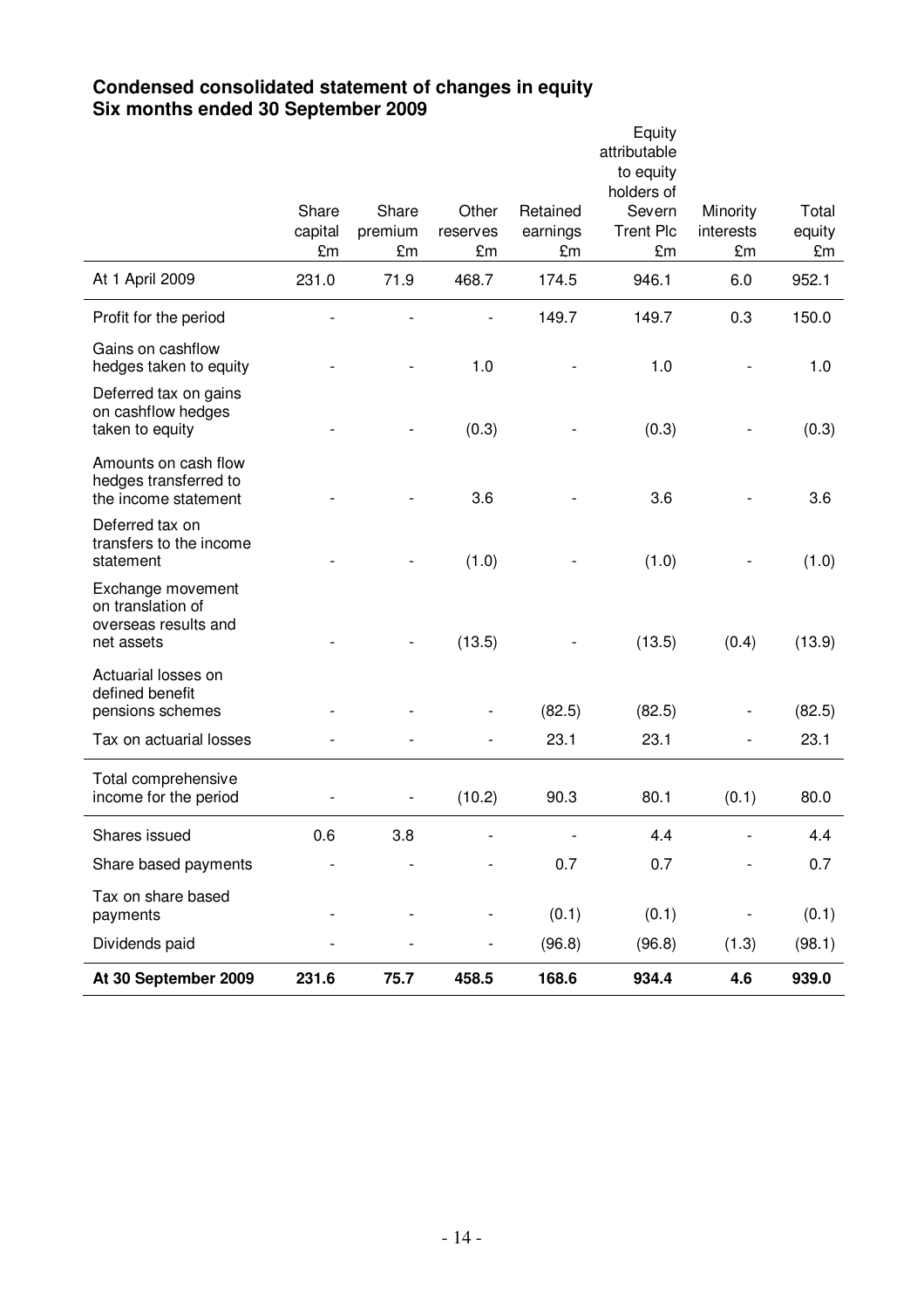## Condensed consolidated statement of changes in equity
## Six months ended 30 September 2009

| | Share capital £m | Share premium £m | Other reserves £m | Retained earnings £m | Equity attributable to equity holders of Severn Trent Plc £m | Minority interests £m | Total equity £m |
|---|---|---|---|---|---|---|---|
| At 1 April 2009 | 231.0 | 71.9 | 468.7 | 174.5 | 946.1 | 6.0 | 952.1 |
| Profit for the period | - | - | - | 149.7 | 149.7 | 0.3 | 150.0 |
| Gains on cashflow hedges taken to equity | - | - | 1.0 | - | 1.0 | - | 1.0 |
| Deferred tax on gains on cashflow hedges taken to equity | - | - | (0.3) | - | (0.3) | - | (0.3) |
| Amounts on cash flow hedges transferred to the income statement | - | - | 3.6 | - | 3.6 | - | 3.6 |
| Deferred tax on transfers to the income statement | - | - | (1.0) | - | (1.0) | - | (1.0) |
| Exchange movement on translation of overseas results and net assets | - | - | (13.5) | - | (13.5) | (0.4) | (13.9) |
| Actuarial losses on defined benefit pensions schemes | - | - | - | (82.5) | (82.5) | - | (82.5) |
| Tax on actuarial losses | - | - | - | 23.1 | 23.1 | - | 23.1 |
| Total comprehensive income for the period | - | - | (10.2) | 90.3 | 80.1 | (0.1) | 80.0 |
| Shares issued | 0.6 | 3.8 | - | - | 4.4 | - | 4.4 |
| Share based payments | - | - | - | 0.7 | 0.7 | - | 0.7 |
| Tax on share based payments | - | - | - | (0.1) | (0.1) | - | (0.1) |
| Dividends paid | - | - | - | (96.8) | (96.8) | (1.3) | (98.1) |
| **At 30 September 2009** | **231.6** | **75.7** | **458.5** | **168.6** | **934.4** | **4.6** | **939.0** |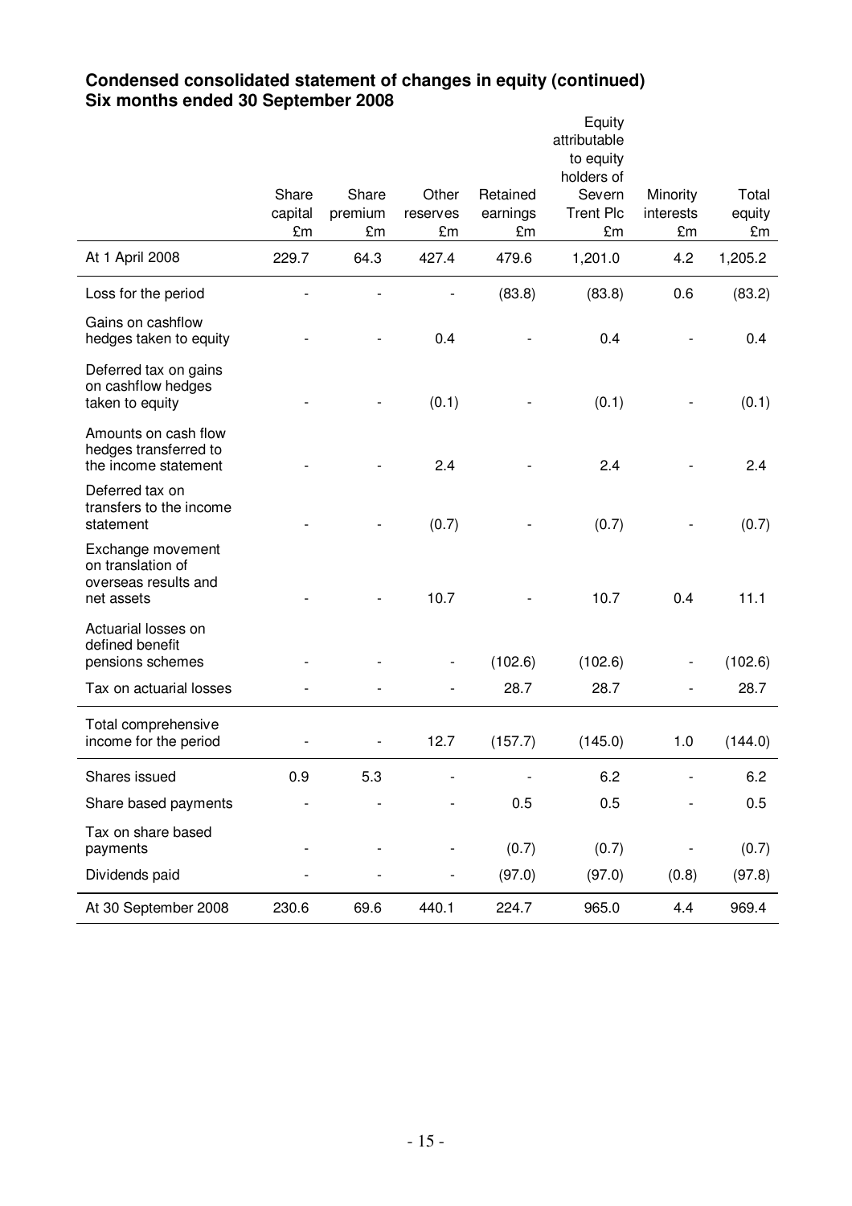## Condensed consolidated statement of changes in equity (continued)
## Six months ended 30 September 2008

| | Share capital £m | Share premium £m | Other reserves £m | Retained earnings £m | Equity attributable to equity holders of Severn Trent Plc £m | Minority interests £m | Total equity £m |
|---|---|---|---|---|---|---|---|
| At 1 April 2008 | 229.7 | 64.3 | 427.4 | 479.6 | 1,201.0 | 4.2 | 1,205.2 |
| Loss for the period | - | - | - | (83.8) | (83.8) | 0.6 | (83.2) |
| Gains on cashflow hedges taken to equity | - | - | 0.4 | - | 0.4 | - | 0.4 |
| Deferred tax on gains on cashflow hedges taken to equity | - | - | (0.1) | - | (0.1) | - | (0.1) |
| Amounts on cash flow hedges transferred to the income statement | - | - | 2.4 | - | 2.4 | - | 2.4 |
| Deferred tax on transfers to the income statement | - | - | (0.7) | - | (0.7) | - | (0.7) |
| Exchange movement on translation of overseas results and net assets | - | - | 10.7 | - | 10.7 | 0.4 | 11.1 |
| Actuarial losses on defined benefit pensions schemes | - | - | - | (102.6) | (102.6) | - | (102.6) |
| Tax on actuarial losses | - | - | - | 28.7 | 28.7 | - | 28.7 |
| Total comprehensive income for the period | - | - | 12.7 | (157.7) | (145.0) | 1.0 | (144.0) |
| Shares issued | 0.9 | 5.3 | - | - | 6.2 | - | 6.2 |
| Share based payments | - | - | - | 0.5 | 0.5 | - | 0.5 |
| Tax on share based payments | - | - | - | (0.7) | (0.7) | - | (0.7) |
| Dividends paid | - | - | - | (97.0) | (97.0) | (0.8) | (97.8) |
| At 30 September 2008 | 230.6 | 69.6 | 440.1 | 224.7 | 965.0 | 4.4 | 969.4 |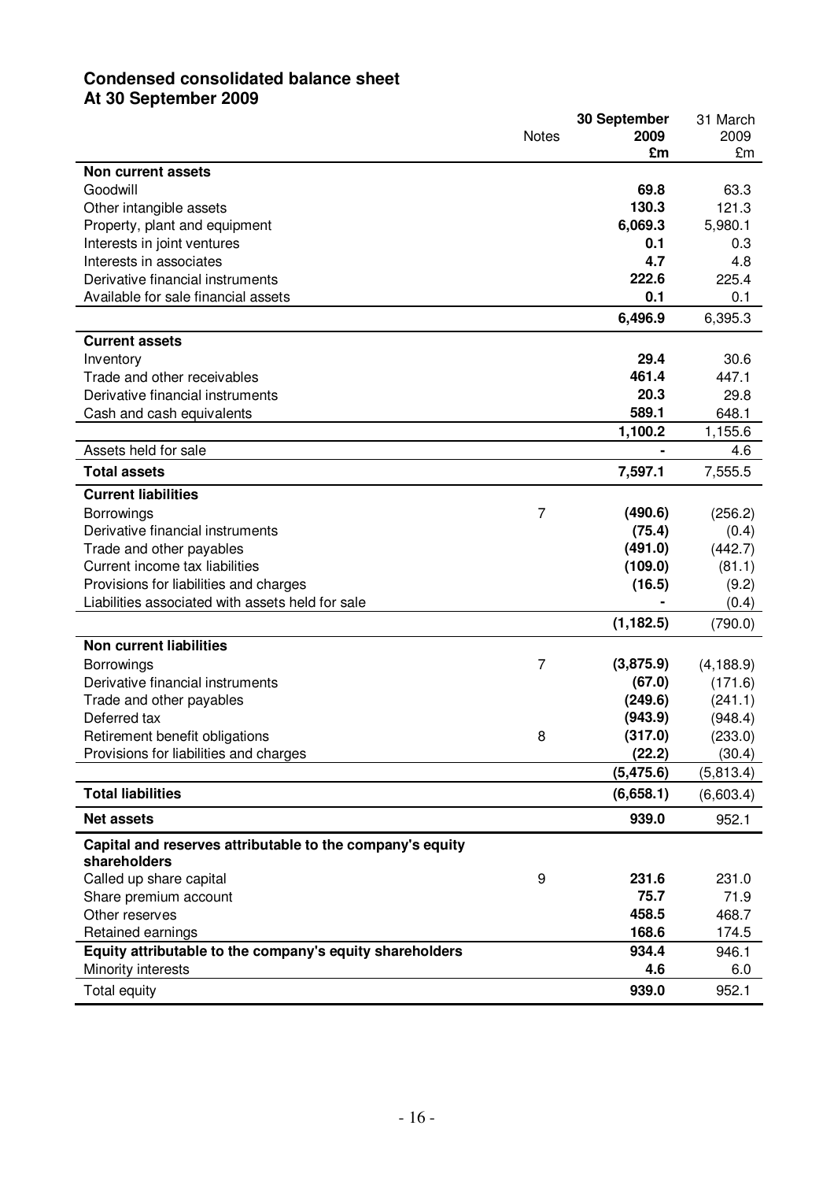## Condensed consolidated balance sheet
## At 30 September 2009

| | Notes | 30 September 2009 £m | 31 March 2009 £m |
|---|---|---|---|
| **Non current assets** | | | |
| Goodwill | | **69.8** | 63.3 |
| Other intangible assets | | **130.3** | 121.3 |
| Property, plant and equipment | | **6,069.3** | 5,980.1 |
| Interests in joint ventures | | **0.1** | 0.3 |
| Interests in associates | | **4.7** | 4.8 |
| Derivative financial instruments | | **222.6** | 225.4 |
| Available for sale financial assets | | **0.1** | 0.1 |
| | | **6,496.9** | 6,395.3 |
| **Current assets** | | | |
| Inventory | | **29.4** | 30.6 |
| Trade and other receivables | | **461.4** | 447.1 |
| Derivative financial instruments | | **20.3** | 29.8 |
| Cash and cash equivalents | | **589.1** | 648.1 |
| | | **1,100.2** | 1,155.6 |
| Assets held for sale | | **-** | 4.6 |
| **Total assets** | | **7,597.1** | 7,555.5 |
| **Current liabilities** | | | |
| Borrowings | 7 | **(490.6)** | (256.2) |
| Derivative financial instruments | | **(75.4)** | (0.4) |
| Trade and other payables | | **(491.0)** | (442.7) |
| Current income tax liabilities | | **(109.0)** | (81.1) |
| Provisions for liabilities and charges | | **(16.5)** | (9.2) |
| Liabilities associated with assets held for sale | | **-** | (0.4) |
| | | **(1,182.5)** | (790.0) |
| **Non current liabilities** | | | |
| Borrowings | 7 | **(3,875.9)** | (4,188.9) |
| Derivative financial instruments | | **(67.0)** | (171.6) |
| Trade and other payables | | **(249.6)** | (241.1) |
| Deferred tax | | **(943.9)** | (948.4) |
| Retirement benefit obligations | 8 | **(317.0)** | (233.0) |
| Provisions for liabilities and charges | | **(22.2)** | (30.4) |
| | | **(5,475.6)** | (5,813.4) |
| **Total liabilities** | | **(6,658.1)** | (6,603.4) |
| **Net assets** | | **939.0** | 952.1 |
| **Capital and reserves attributable to the company's equity shareholders** | | | |
| Called up share capital | 9 | **231.6** | 231.0 |
| Share premium account | | **75.7** | 71.9 |
| Other reserves | | **458.5** | 468.7 |
| Retained earnings | | **168.6** | 174.5 |
| **Equity attributable to the company's equity shareholders** | | **934.4** | 946.1 |
| Minority interests | | **4.6** | 6.0 |
| Total equity | | **939.0** | 952.1 |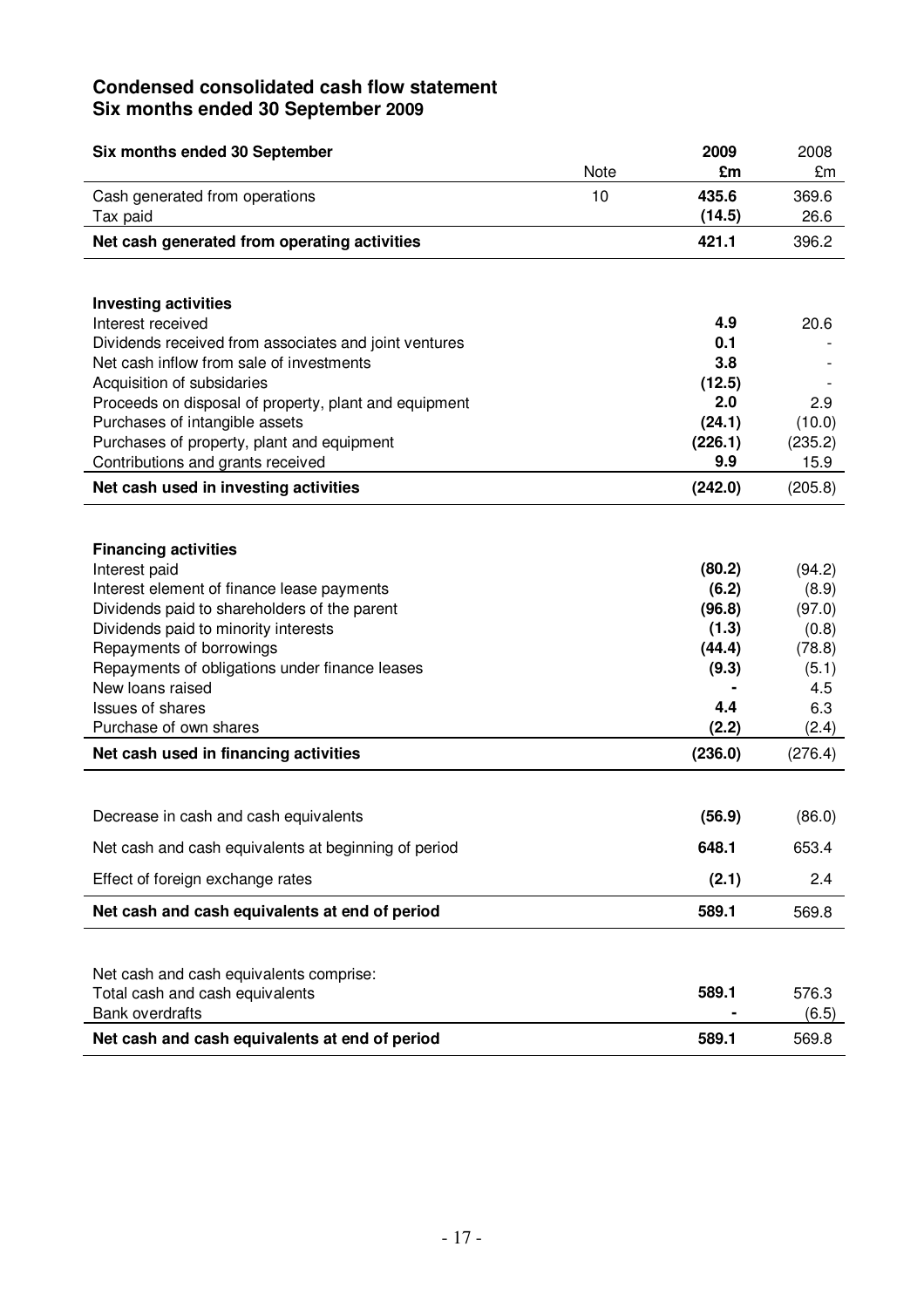## Condensed consolidated cash flow statement
## Six months ended 30 September 2009

| Six months ended 30 September | Note | 2009 £m | 2008 £m |
|---|---|---|---|
| Cash generated from operations | 10 | **435.6** | 369.6 |
| Tax paid | | **(14.5)** | 26.6 |
| **Net cash generated from operating activities** | | **421.1** | 396.2 |
| | | | |
| **Investing activities** | | | |
| Interest received | | **4.9** | 20.6 |
| Dividends received from associates and joint ventures | | **0.1** | - |
| Net cash inflow from sale of investments | | **3.8** | - |
| Acquisition of subsidaries | | **(12.5)** | - |
| Proceeds on disposal of property, plant and equipment | | **2.0** | 2.9 |
| Purchases of intangible assets | | **(24.1)** | (10.0) |
| Purchases of property, plant and equipment | | **(226.1)** | (235.2) |
| Contributions and grants received | | **9.9** | 15.9 |
| **Net cash used in investing activities** | | **(242.0)** | (205.8) |
| | | | |
| **Financing activities** | | | |
| Interest paid | | **(80.2)** | (94.2) |
| Interest element of finance lease payments | | **(6.2)** | (8.9) |
| Dividends paid to shareholders of the parent | | **(96.8)** | (97.0) |
| Dividends paid to minority interests | | **(1.3)** | (0.8) |
| Repayments of borrowings | | **(44.4)** | (78.8) |
| Repayments of obligations under finance leases | | **(9.3)** | (5.1) |
| New loans raised | | **-** | 4.5 |
| Issues of shares | | **4.4** | 6.3 |
| Purchase of own shares | | **(2.2)** | (2.4) |
| **Net cash used in financing activities** | | **(236.0)** | (276.4) |
| | | | |
| Decrease in cash and cash equivalents | | **(56.9)** | (86.0) |
| Net cash and cash equivalents at beginning of period | | **648.1** | 653.4 |
| Effect of foreign exchange rates | | **(2.1)** | 2.4 |
| **Net cash and cash equivalents at end of period** | | **589.1** | 569.8 |
| | | | |
| Net cash and cash equivalents comprise: | | | |
| Total cash and cash equivalents | | **589.1** | 576.3 |
| Bank overdrafts | | **-** | (6.5) |
| **Net cash and cash equivalents at end of period** | | **589.1** | 569.8 |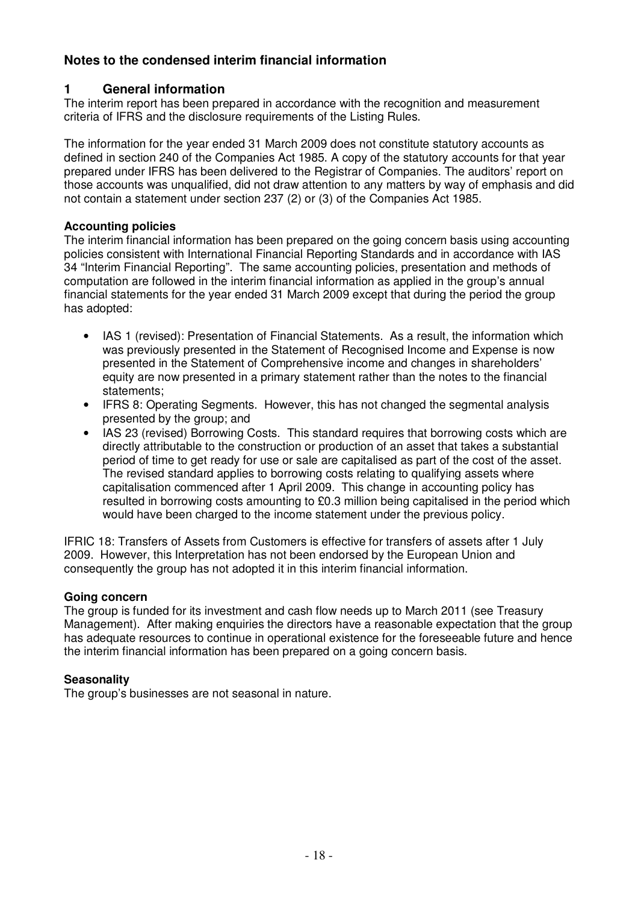## Notes to the condensed interim financial information

### 1 General information

The interim report has been prepared in accordance with the recognition and measurement criteria of IFRS and the disclosure requirements of the Listing Rules.

The information for the year ended 31 March 2009 does not constitute statutory accounts as defined in section 240 of the Companies Act 1985. A copy of the statutory accounts for that year prepared under IFRS has been delivered to the Registrar of Companies. The auditors' report on those accounts was unqualified, did not draw attention to any matters by way of emphasis and did not contain a statement under section 237 (2) or (3) of the Companies Act 1985.

**Accounting policies**

The interim financial information has been prepared on the going concern basis using accounting policies consistent with International Financial Reporting Standards and in accordance with IAS 34 "Interim Financial Reporting". The same accounting policies, presentation and methods of computation are followed in the interim financial information as applied in the group's annual financial statements for the year ended 31 March 2009 except that during the period the group has adopted:

- IAS 1 (revised): Presentation of Financial Statements. As a result, the information which was previously presented in the Statement of Recognised Income and Expense is now presented in the Statement of Comprehensive income and changes in shareholders' equity are now presented in a primary statement rather than the notes to the financial statements;
- IFRS 8: Operating Segments. However, this has not changed the segmental analysis presented by the group; and
- IAS 23 (revised) Borrowing Costs. This standard requires that borrowing costs which are directly attributable to the construction or production of an asset that takes a substantial period of time to get ready for use or sale are capitalised as part of the cost of the asset. The revised standard applies to borrowing costs relating to qualifying assets where capitalisation commenced after 1 April 2009. This change in accounting policy has resulted in borrowing costs amounting to £0.3 million being capitalised in the period which would have been charged to the income statement under the previous policy.

IFRIC 18: Transfers of Assets from Customers is effective for transfers of assets after 1 July 2009. However, this Interpretation has not been endorsed by the European Union and consequently the group has not adopted it in this interim financial information.

**Going concern**

The group is funded for its investment and cash flow needs up to March 2011 (see Treasury Management). After making enquiries the directors have a reasonable expectation that the group has adequate resources to continue in operational existence for the foreseeable future and hence the interim financial information has been prepared on a going concern basis.

**Seasonality**

The group's businesses are not seasonal in nature.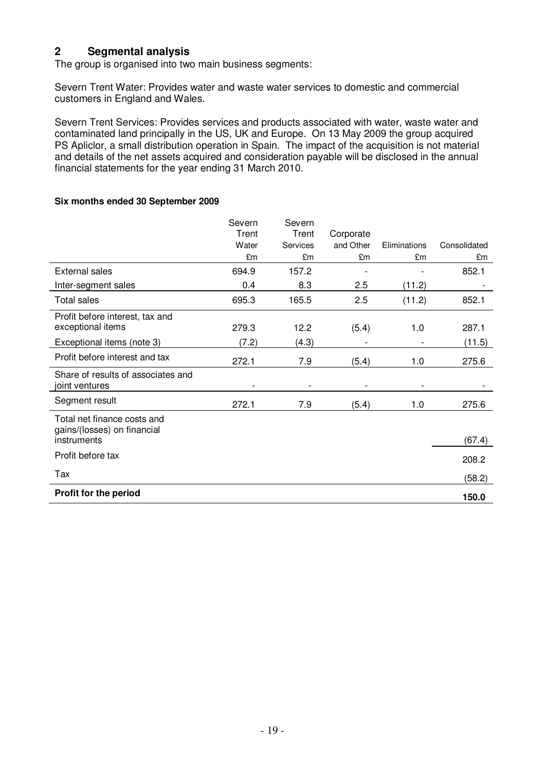## 2 Segmental analysis

The group is organised into two main business segments:

Severn Trent Water: Provides water and waste water services to domestic and commercial customers in England and Wales.

Severn Trent Services: Provides services and products associated with water, waste water and contaminated land principally in the US, UK and Europe. On 13 May 2009 the group acquired PS Apliclor, a small distribution operation in Spain. The impact of the acquisition is not material and details of the net assets acquired and consideration payable will be disclosed in the annual financial statements for the year ending 31 March 2010.

**Six months ended 30 September 2009**

| | Severn Trent Water £m | Severn Trent Services £m | Corporate and Other £m | Eliminations £m | Consolidated £m |
|---|---|---|---|---|---|
| External sales | 694.9 | 157.2 | - | - | 852.1 |
| Inter-segment sales | 0.4 | 8.3 | 2.5 | (11.2) | - |
| Total sales | 695.3 | 165.5 | 2.5 | (11.2) | 852.1 |
| Profit before interest, tax and exceptional items | 279.3 | 12.2 | (5.4) | 1.0 | 287.1 |
| Exceptional items (note 3) | (7.2) | (4.3) | - | - | (11.5) |
| Profit before interest and tax | 272.1 | 7.9 | (5.4) | 1.0 | 275.6 |
| Share of results of associates and joint ventures | - | - | - | - | - |
| Segment result | 272.1 | 7.9 | (5.4) | 1.0 | 275.6 |
| Total net finance costs and gains/(losses) on financial instruments | | | | | (67.4) |
| Profit before tax | | | | | 208.2 |
| Tax | | | | | (58.2) |
| **Profit for the period** | | | | | **150.0** |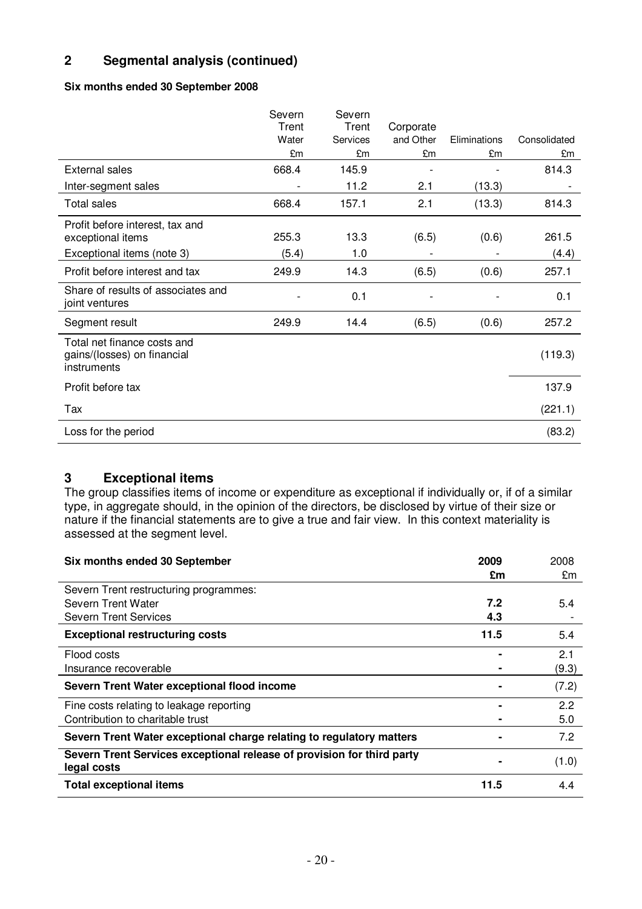## 2 Segmental analysis (continued)

**Six months ended 30 September 2008**

| | Severn Trent Water £m | Severn Trent Services £m | Corporate and Other £m | Eliminations £m | Consolidated £m |
|---|---|---|---|---|---|
| External sales | 668.4 | 145.9 | - | - | 814.3 |
| Inter-segment sales | - | 11.2 | 2.1 | (13.3) | - |
| Total sales | 668.4 | 157.1 | 2.1 | (13.3) | 814.3 |
| Profit before interest, tax and exceptional items | 255.3 | 13.3 | (6.5) | (0.6) | 261.5 |
| Exceptional items (note 3) | (5.4) | 1.0 | - | - | (4.4) |
| Profit before interest and tax | 249.9 | 14.3 | (6.5) | (0.6) | 257.1 |
| Share of results of associates and joint ventures | - | 0.1 | - | - | 0.1 |
| Segment result | 249.9 | 14.4 | (6.5) | (0.6) | 257.2 |
| Total net finance costs and gains/(losses) on financial instruments | | | | | (119.3) |
| Profit before tax | | | | | 137.9 |
| Tax | | | | | (221.1) |
| Loss for the period | | | | | (83.2) |

## 3 Exceptional items

The group classifies items of income or expenditure as exceptional if individually or, if of a similar type, in aggregate should, in the opinion of the directors, be disclosed by virtue of their size or nature if the financial statements are to give a true and fair view. In this context materiality is assessed at the segment level.

| **Six months ended 30 September** | **2009 £m** | 2008 £m |
|---|---|---|
| Severn Trent restructuring programmes: | | |
| Severn Trent Water | **7.2** | 5.4 |
| Severn Trent Services | **4.3** | - |
| **Exceptional restructuring costs** | **11.5** | 5.4 |
| Flood costs | **-** | 2.1 |
| Insurance recoverable | **-** | (9.3) |
| **Severn Trent Water exceptional flood income** | **-** | (7.2) |
| Fine costs relating to leakage reporting | **-** | 2.2 |
| Contribution to charitable trust | **-** | 5.0 |
| **Severn Trent Water exceptional charge relating to regulatory matters** | **-** | 7.2 |
| **Severn Trent Services exceptional release of provision for third party legal costs** | **-** | (1.0) |
| **Total exceptional items** | **11.5** | 4.4 |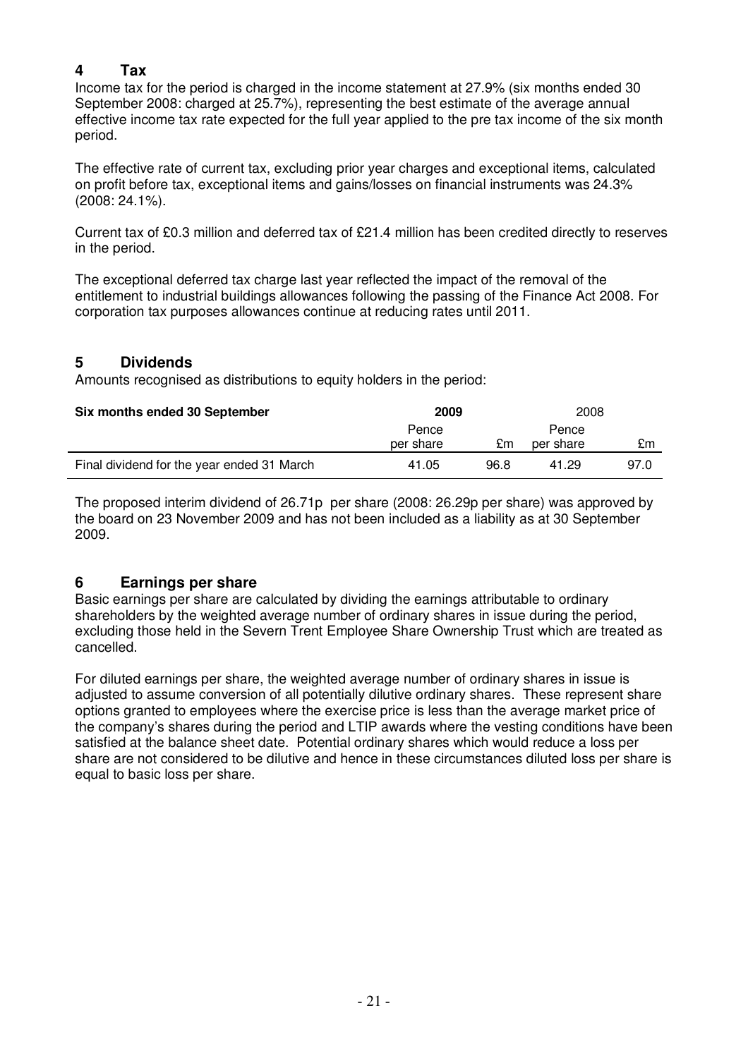## 4 Tax

Income tax for the period is charged in the income statement at 27.9% (six months ended 30 September 2008: charged at 25.7%), representing the best estimate of the average annual effective income tax rate expected for the full year applied to the pre tax income of the six month period.

The effective rate of current tax, excluding prior year charges and exceptional items, calculated on profit before tax, exceptional items and gains/losses on financial instruments was 24.3% (2008: 24.1%).

Current tax of £0.3 million and deferred tax of £21.4 million has been credited directly to reserves in the period.

The exceptional deferred tax charge last year reflected the impact of the removal of the entitlement to industrial buildings allowances following the passing of the Finance Act 2008. For corporation tax purposes allowances continue at reducing rates until 2011.

## 5 Dividends

Amounts recognised as distributions to equity holders in the period:

| **Six months ended 30 September** | **2009** | | 2008 | |
|---|---|---|---|---|
| | Pence per share | £m | Pence per share | £m |
| Final dividend for the year ended 31 March | 41.05 | 96.8 | 41.29 | 97.0 |

The proposed interim dividend of 26.71p per share (2008: 26.29p per share) was approved by the board on 23 November 2009 and has not been included as a liability as at 30 September 2009.

## 6 Earnings per share

Basic earnings per share are calculated by dividing the earnings attributable to ordinary shareholders by the weighted average number of ordinary shares in issue during the period, excluding those held in the Severn Trent Employee Share Ownership Trust which are treated as cancelled.

For diluted earnings per share, the weighted average number of ordinary shares in issue is adjusted to assume conversion of all potentially dilutive ordinary shares. These represent share options granted to employees where the exercise price is less than the average market price of the company's shares during the period and LTIP awards where the vesting conditions have been satisfied at the balance sheet date. Potential ordinary shares which would reduce a loss per share are not considered to be dilutive and hence in these circumstances diluted loss per share is equal to basic loss per share.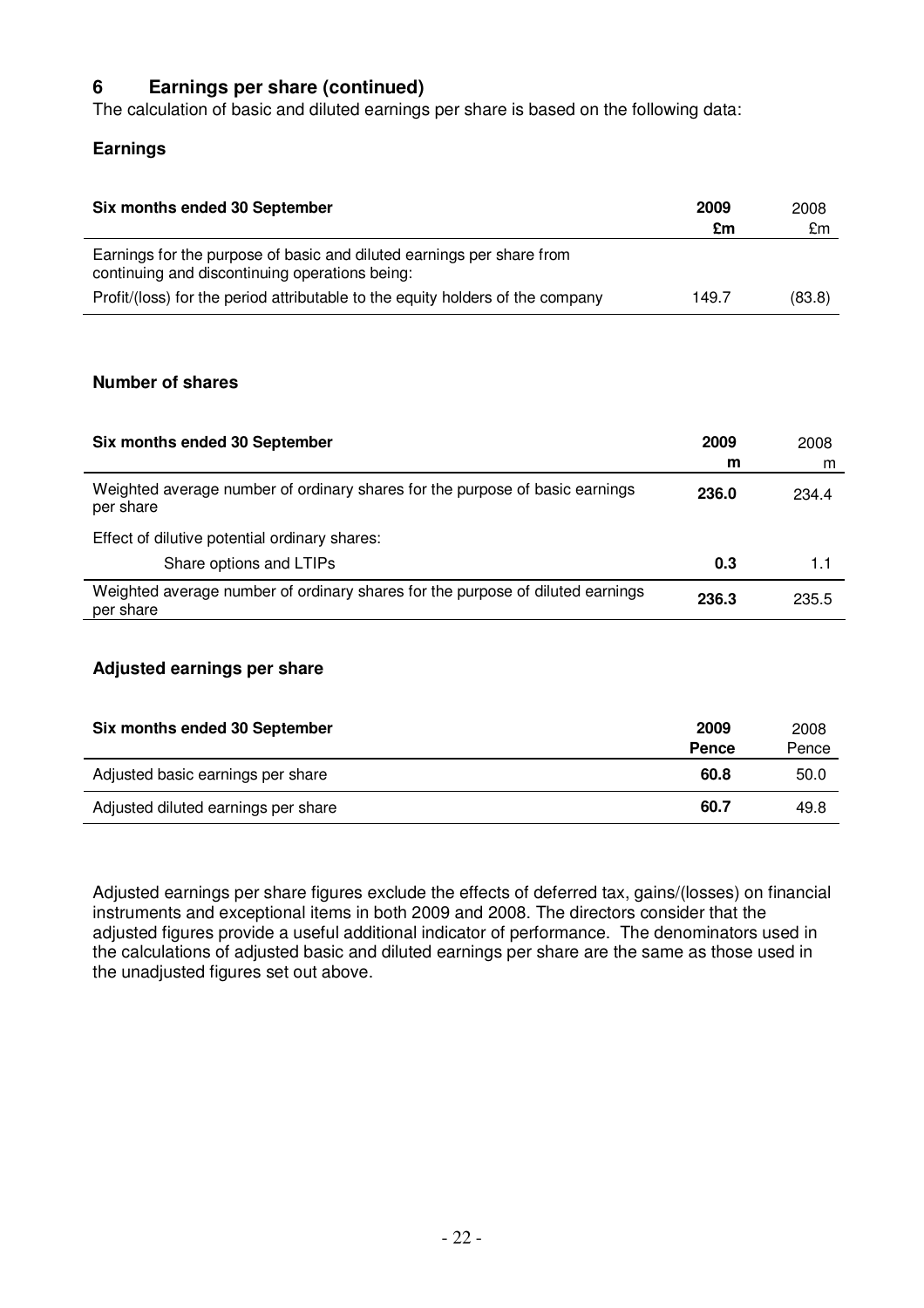## 6 Earnings per share (continued)

The calculation of basic and diluted earnings per share is based on the following data:

### Earnings

| Six months ended 30 September | 2009<br>£m | 2008<br>£m |
|---|---|---|
| Earnings for the purpose of basic and diluted earnings per share from continuing and discontinuing operations being: | | |
| Profit/(loss) for the period attributable to the equity holders of the company | 149.7 | (83.8) |

### Number of shares

| Six months ended 30 September | 2009<br>m | 2008<br>m |
|---|---|---|
| Weighted average number of ordinary shares for the purpose of basic earnings per share | **236.0** | 234.4 |
| Effect of dilutive potential ordinary shares: | | |
| Share options and LTIPs | **0.3** | 1.1 |
| Weighted average number of ordinary shares for the purpose of diluted earnings per share | **236.3** | 235.5 |

### Adjusted earnings per share

| Six months ended 30 September | 2009<br>Pence | 2008<br>Pence |
|---|---|---|
| Adjusted basic earnings per share | **60.8** | 50.0 |
| Adjusted diluted earnings per share | **60.7** | 49.8 |

Adjusted earnings per share figures exclude the effects of deferred tax, gains/(losses) on financial instruments and exceptional items in both 2009 and 2008. The directors consider that the adjusted figures provide a useful additional indicator of performance. The denominators used in the calculations of adjusted basic and diluted earnings per share are the same as those used in the unadjusted figures set out above.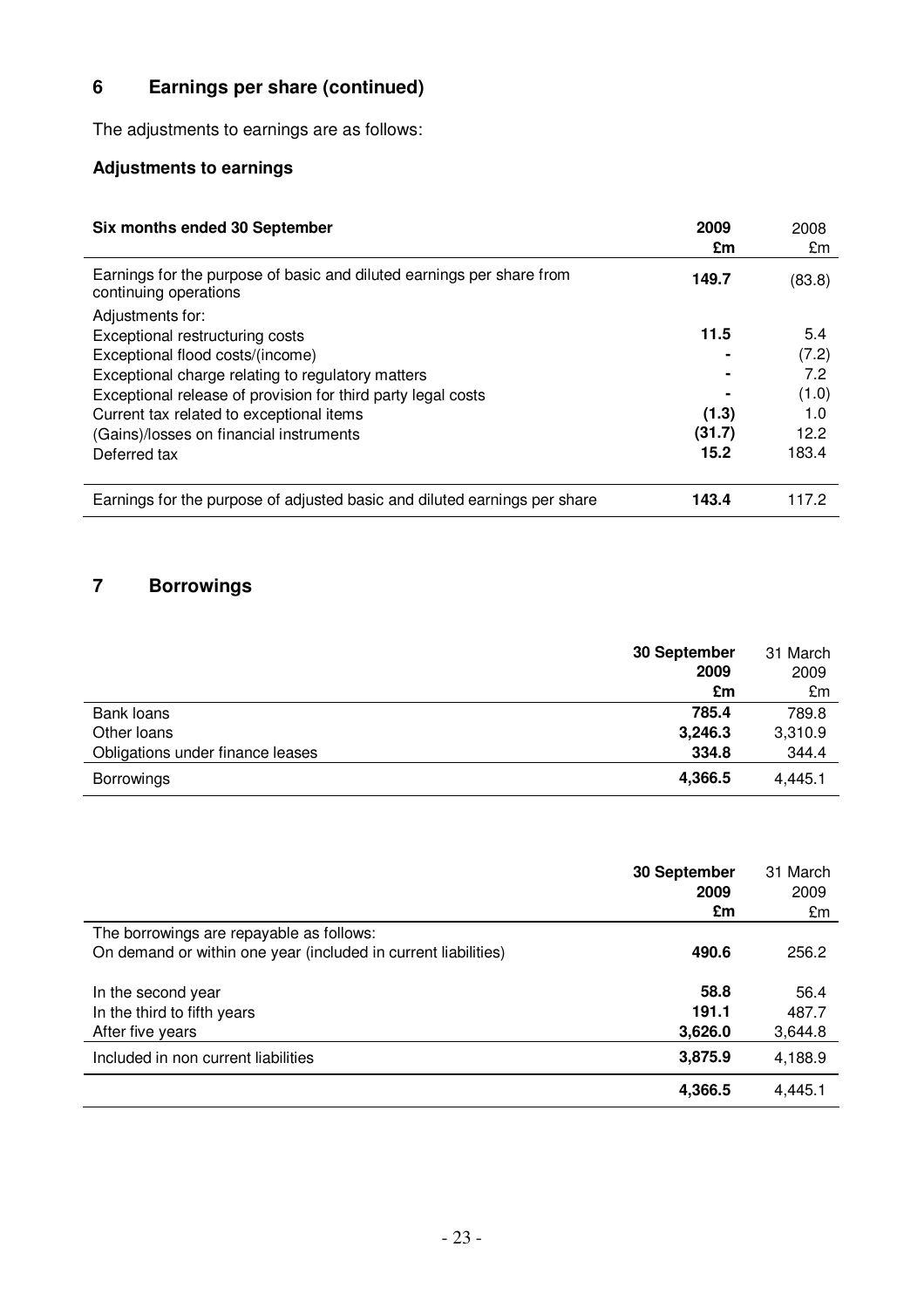## 6 Earnings per share (continued)

The adjustments to earnings are as follows:

### Adjustments to earnings

| Six months ended 30 September | 2009 £m | 2008 £m |
|---|---|---|
| Earnings for the purpose of basic and diluted earnings per share from continuing operations | **149.7** | (83.8) |
| Adjustments for: | | |
| Exceptional restructuring costs | **11.5** | 5.4 |
| Exceptional flood costs/(income) | **-** | (7.2) |
| Exceptional charge relating to regulatory matters | **-** | 7.2 |
| Exceptional release of provision for third party legal costs | **-** | (1.0) |
| Current tax related to exceptional items | **(1.3)** | 1.0 |
| (Gains)/losses on financial instruments | **(31.7)** | 12.2 |
| Deferred tax | **15.2** | 183.4 |
| Earnings for the purpose of adjusted basic and diluted earnings per share | **143.4** | 117.2 |

## 7 Borrowings

| | 30 September 2009 £m | 31 March 2009 £m |
|---|---|---|
| Bank loans | **785.4** | 789.8 |
| Other loans | **3,246.3** | 3,310.9 |
| Obligations under finance leases | **334.8** | 344.4 |
| Borrowings | **4,366.5** | 4,445.1 |

| | 30 September 2009 £m | 31 March 2009 £m |
|---|---|---|
| The borrowings are repayable as follows: | | |
| On demand or within one year (included in current liabilities) | **490.6** | 256.2 |
| In the second year | **58.8** | 56.4 |
| In the third to fifth years | **191.1** | 487.7 |
| After five years | **3,626.0** | 3,644.8 |
| Included in non current liabilities | **3,875.9** | 4,188.9 |
| | **4,366.5** | 4,445.1 |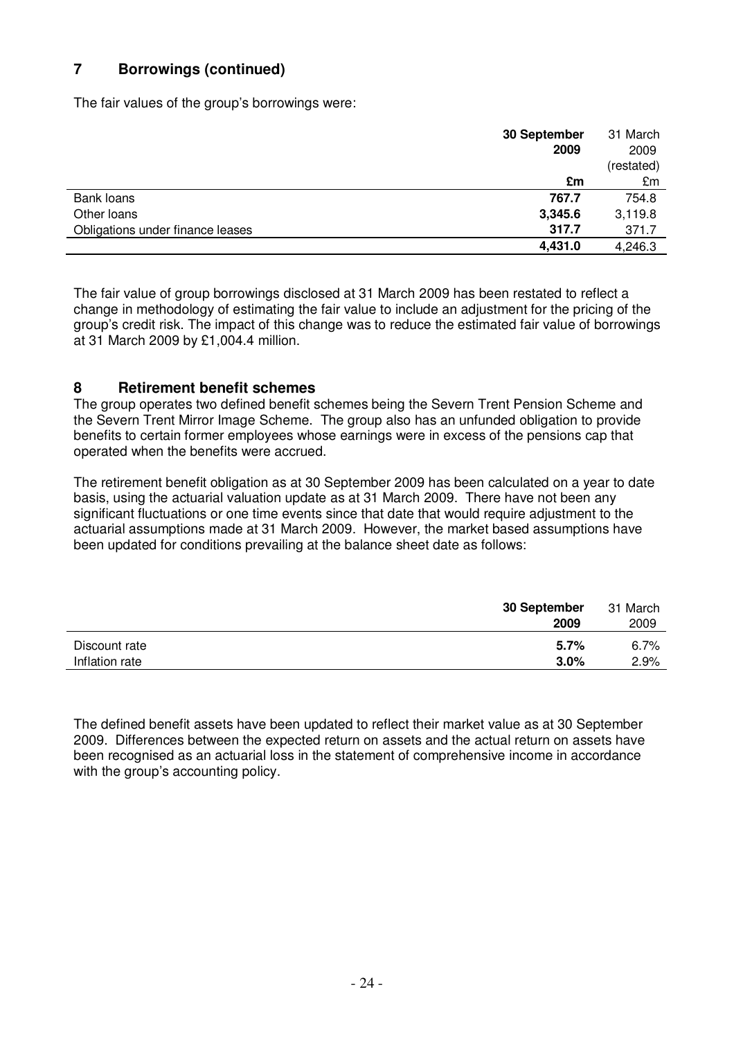## 7 Borrowings (continued)

The fair values of the group's borrowings were:

| | **30 September 2009** | 31 March 2009 (restated) |
|---|---|---|
| | **£m** | £m |
| Bank loans | **767.7** | 754.8 |
| Other loans | **3,345.6** | 3,119.8 |
| Obligations under finance leases | **317.7** | 371.7 |
| | **4,431.0** | 4,246.3 |

The fair value of group borrowings disclosed at 31 March 2009 has been restated to reflect a change in methodology of estimating the fair value to include an adjustment for the pricing of the group's credit risk. The impact of this change was to reduce the estimated fair value of borrowings at 31 March 2009 by £1,004.4 million.

## 8 Retirement benefit schemes

The group operates two defined benefit schemes being the Severn Trent Pension Scheme and the Severn Trent Mirror Image Scheme. The group also has an unfunded obligation to provide benefits to certain former employees whose earnings were in excess of the pensions cap that operated when the benefits were accrued.

The retirement benefit obligation as at 30 September 2009 has been calculated on a year to date basis, using the actuarial valuation update as at 31 March 2009. There have not been any significant fluctuations or one time events since that date that would require adjustment to the actuarial assumptions made at 31 March 2009. However, the market based assumptions have been updated for conditions prevailing at the balance sheet date as follows:

| | **30 September 2009** | 31 March 2009 |
|---|---|---|
| Discount rate | **5.7%** | 6.7% |
| Inflation rate | **3.0%** | 2.9% |

The defined benefit assets have been updated to reflect their market value as at 30 September 2009. Differences between the expected return on assets and the actual return on assets have been recognised as an actuarial loss in the statement of comprehensive income in accordance with the group's accounting policy.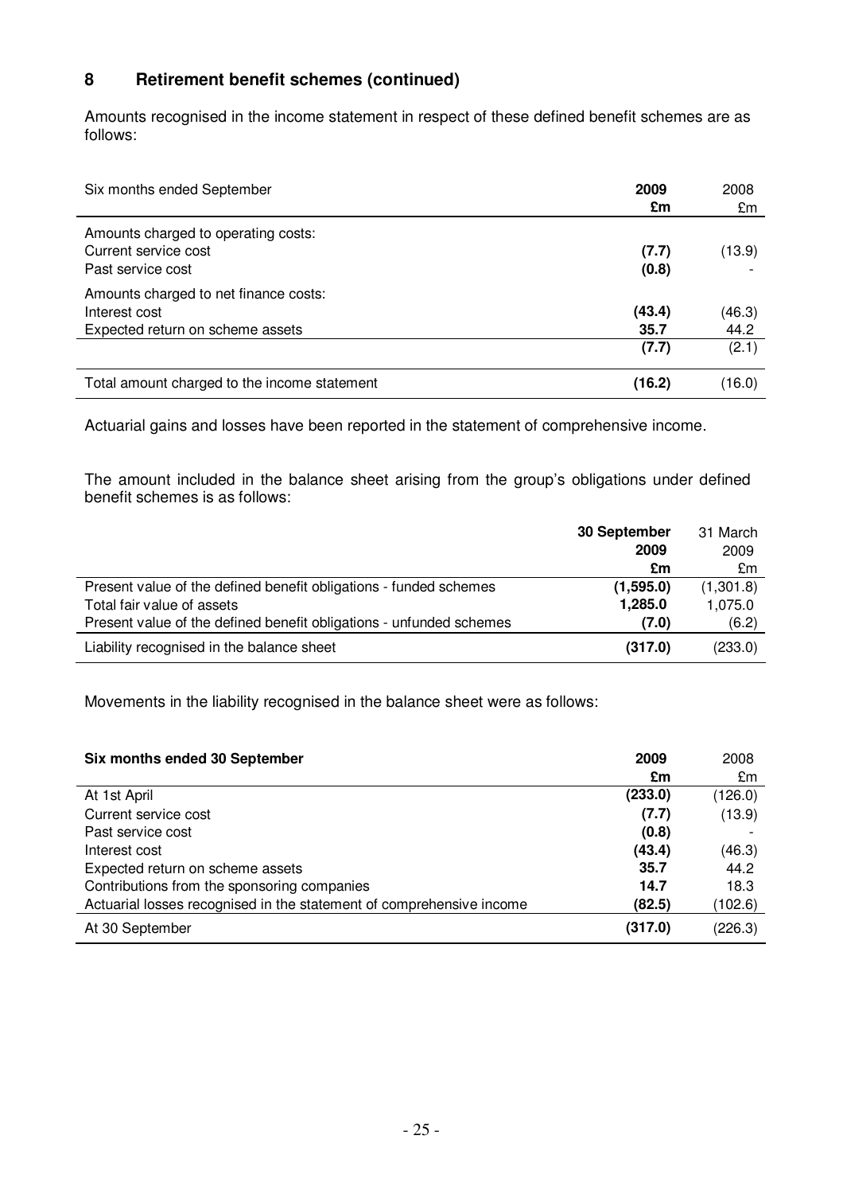## 8 Retirement benefit schemes (continued)

Amounts recognised in the income statement in respect of these defined benefit schemes are as follows:

| Six months ended September | **2009**<br>**£m** | 2008<br>£m |
|---|---|---|
| Amounts charged to operating costs: | | |
| Current service cost | **(7.7)** | (13.9) |
| Past service cost | **(0.8)** | - |
| Amounts charged to net finance costs: | | |
| Interest cost | **(43.4)** | (46.3) |
| Expected return on scheme assets | **35.7** | 44.2 |
| | **(7.7)** | (2.1) |
| Total amount charged to the income statement | **(16.2)** | (16.0) |

Actuarial gains and losses have been reported in the statement of comprehensive income.

The amount included in the balance sheet arising from the group's obligations under defined benefit schemes is as follows:

| | **30 September 2009**<br>**£m** | 31 March 2009<br>£m |
|---|---|---|
| Present value of the defined benefit obligations - funded schemes | **(1,595.0)** | (1,301.8) |
| Total fair value of assets | **1,285.0** | 1,075.0 |
| Present value of the defined benefit obligations - unfunded schemes | **(7.0)** | (6.2) |
| Liability recognised in the balance sheet | **(317.0)** | (233.0) |

Movements in the liability recognised in the balance sheet were as follows:

| **Six months ended 30 September** | **2009**<br>**£m** | 2008<br>£m |
|---|---|---|
| At 1st April | **(233.0)** | (126.0) |
| Current service cost | **(7.7)** | (13.9) |
| Past service cost | **(0.8)** | - |
| Interest cost | **(43.4)** | (46.3) |
| Expected return on scheme assets | **35.7** | 44.2 |
| Contributions from the sponsoring companies | **14.7** | 18.3 |
| Actuarial losses recognised in the statement of comprehensive income | **(82.5)** | (102.6) |
| At 30 September | **(317.0)** | (226.3) |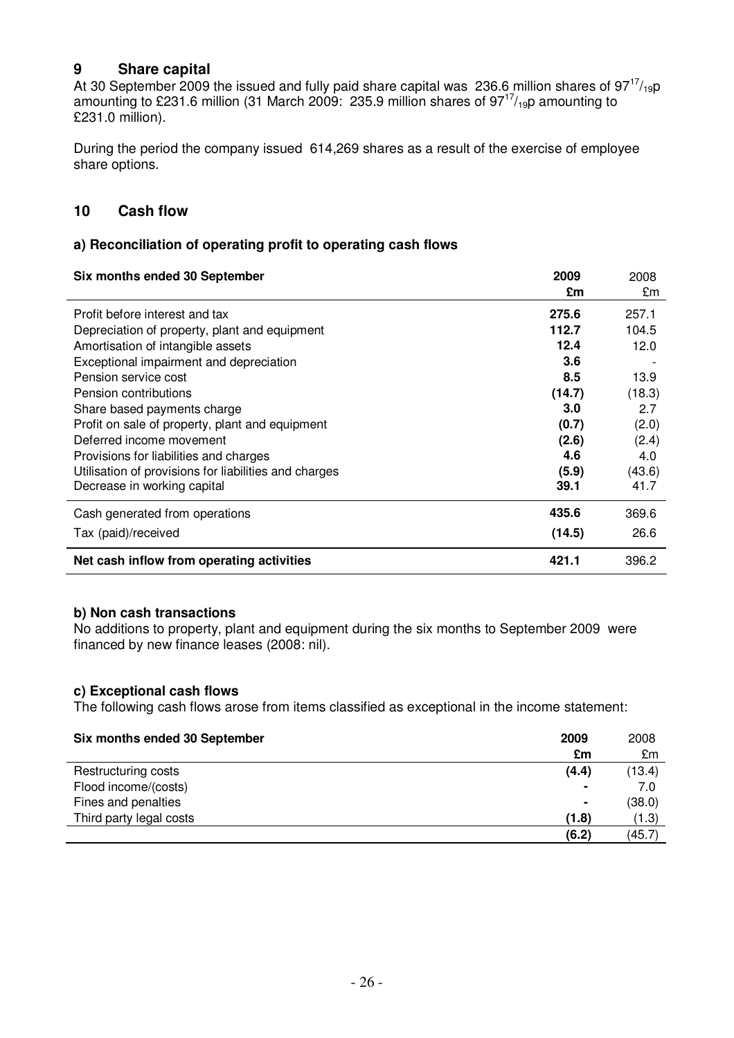## 9 Share capital

At 30 September 2009 the issued and fully paid share capital was 236.6 million shares of $97^{17}/_{19}$p amounting to £231.6 million (31 March 2009: 235.9 million shares of $97^{17}/_{19}$p amounting to £231.0 million).

During the period the company issued 614,269 shares as a result of the exercise of employee share options.

## 10 Cash flow

### a) Reconciliation of operating profit to operating cash flows

| Six months ended 30 September | 2009 £m | 2008 £m |
|---|---|---|
| Profit before interest and tax | **275.6** | 257.1 |
| Depreciation of property, plant and equipment | **112.7** | 104.5 |
| Amortisation of intangible assets | **12.4** | 12.0 |
| Exceptional impairment and depreciation | **3.6** | - |
| Pension service cost | **8.5** | 13.9 |
| Pension contributions | **(14.7)** | (18.3) |
| Share based payments charge | **3.0** | 2.7 |
| Profit on sale of property, plant and equipment | **(0.7)** | (2.0) |
| Deferred income movement | **(2.6)** | (2.4) |
| Provisions for liabilities and charges | **4.6** | 4.0 |
| Utilisation of provisions for liabilities and charges | **(5.9)** | (43.6) |
| Decrease in working capital | **39.1** | 41.7 |
| Cash generated from operations | **435.6** | 369.6 |
| Tax (paid)/received | **(14.5)** | 26.6 |
| **Net cash inflow from operating activities** | **421.1** | 396.2 |

### b) Non cash transactions

No additions to property, plant and equipment during the six months to September 2009 were financed by new finance leases (2008: nil).

### c) Exceptional cash flows

The following cash flows arose from items classified as exceptional in the income statement:

| Six months ended 30 September | 2009 £m | 2008 £m |
|---|---|---|
| Restructuring costs | **(4.4)** | (13.4) |
| Flood income/(costs) | **-** | 7.0 |
| Fines and penalties | **-** | (38.0) |
| Third party legal costs | **(1.8)** | (1.3) |
| | **(6.2)** | (45.7) |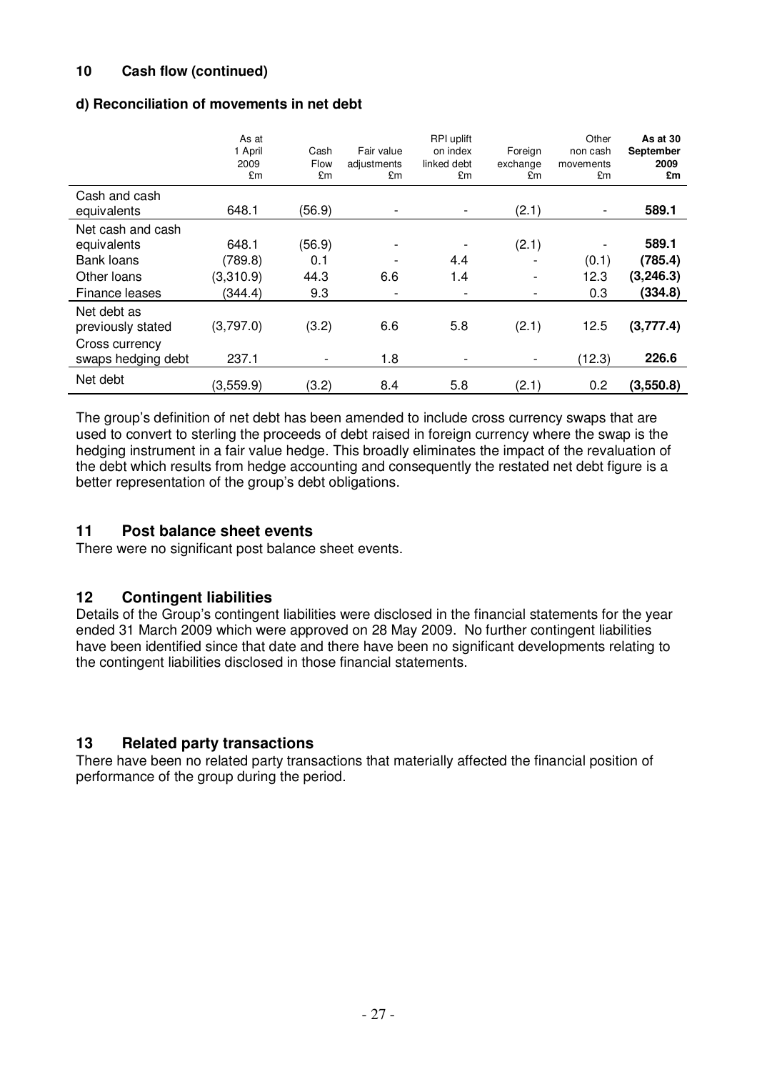## 10 Cash flow (continued)

### d) Reconciliation of movements in net debt

| | As at 1 April 2009 £m | Cash Flow £m | Fair value adjustments £m | RPI uplift on index linked debt £m | Foreign exchange £m | Other non cash movements £m | **As at 30 September 2009 £m** |
|---|---|---|---|---|---|---|---|
| Cash and cash equivalents | 648.1 | (56.9) | - | - | (2.1) | - | **589.1** |
| Net cash and cash equivalents | 648.1 | (56.9) | - | - | (2.1) | - | **589.1** |
| Bank loans | (789.8) | 0.1 | - | 4.4 | - | (0.1) | **(785.4)** |
| Other loans | (3,310.9) | 44.3 | 6.6 | 1.4 | - | 12.3 | **(3,246.3)** |
| Finance leases | (344.4) | 9.3 | - | - | - | 0.3 | **(334.8)** |
| Net debt as previously stated | (3,797.0) | (3.2) | 6.6 | 5.8 | (2.1) | 12.5 | **(3,777.4)** |
| Cross currency swaps hedging debt | 237.1 | - | 1.8 | - | - | (12.3) | **226.6** |
| Net debt | (3,559.9) | (3.2) | 8.4 | 5.8 | (2.1) | 0.2 | **(3,550.8)** |

The group's definition of net debt has been amended to include cross currency swaps that are used to convert to sterling the proceeds of debt raised in foreign currency where the swap is the hedging instrument in a fair value hedge. This broadly eliminates the impact of the revaluation of the debt which results from hedge accounting and consequently the restated net debt figure is a better representation of the group's debt obligations.

## 11 Post balance sheet events

There were no significant post balance sheet events.

## 12 Contingent liabilities

Details of the Group's contingent liabilities were disclosed in the financial statements for the year ended 31 March 2009 which were approved on 28 May 2009. No further contingent liabilities have been identified since that date and there have been no significant developments relating to the contingent liabilities disclosed in those financial statements.

## 13 Related party transactions

There have been no related party transactions that materially affected the financial position of performance of the group during the period.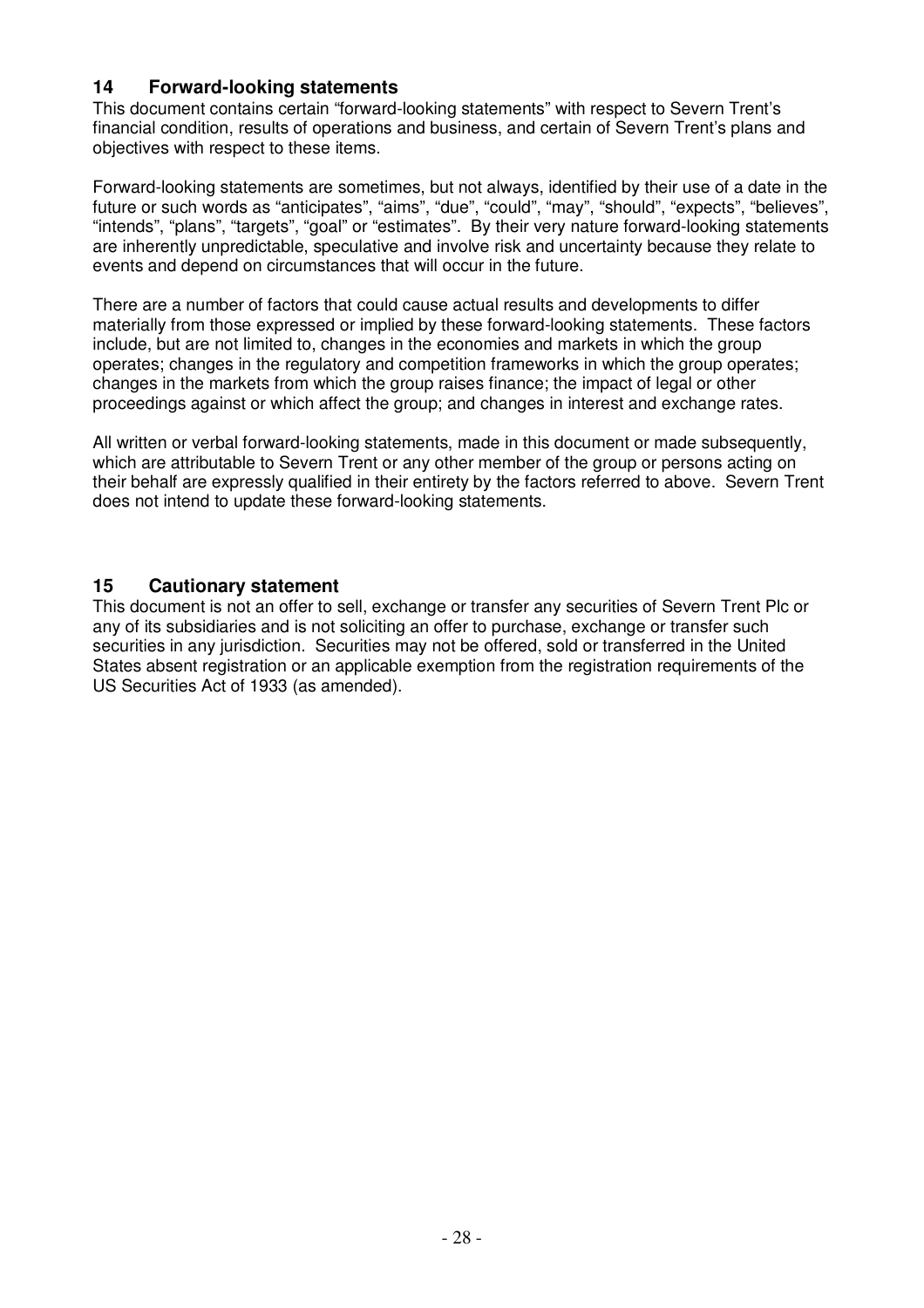## 14 Forward-looking statements

This document contains certain "forward-looking statements" with respect to Severn Trent's financial condition, results of operations and business, and certain of Severn Trent's plans and objectives with respect to these items.

Forward-looking statements are sometimes, but not always, identified by their use of a date in the future or such words as "anticipates", "aims", "due", "could", "may", "should", "expects", "believes", "intends", "plans", "targets", "goal" or "estimates". By their very nature forward-looking statements are inherently unpredictable, speculative and involve risk and uncertainty because they relate to events and depend on circumstances that will occur in the future.

There are a number of factors that could cause actual results and developments to differ materially from those expressed or implied by these forward-looking statements. These factors include, but are not limited to, changes in the economies and markets in which the group operates; changes in the regulatory and competition frameworks in which the group operates; changes in the markets from which the group raises finance; the impact of legal or other proceedings against or which affect the group; and changes in interest and exchange rates.

All written or verbal forward-looking statements, made in this document or made subsequently, which are attributable to Severn Trent or any other member of the group or persons acting on their behalf are expressly qualified in their entirety by the factors referred to above. Severn Trent does not intend to update these forward-looking statements.

## 15 Cautionary statement

This document is not an offer to sell, exchange or transfer any securities of Severn Trent Plc or any of its subsidiaries and is not soliciting an offer to purchase, exchange or transfer such securities in any jurisdiction. Securities may not be offered, sold or transferred in the United States absent registration or an applicable exemption from the registration requirements of the US Securities Act of 1933 (as amended).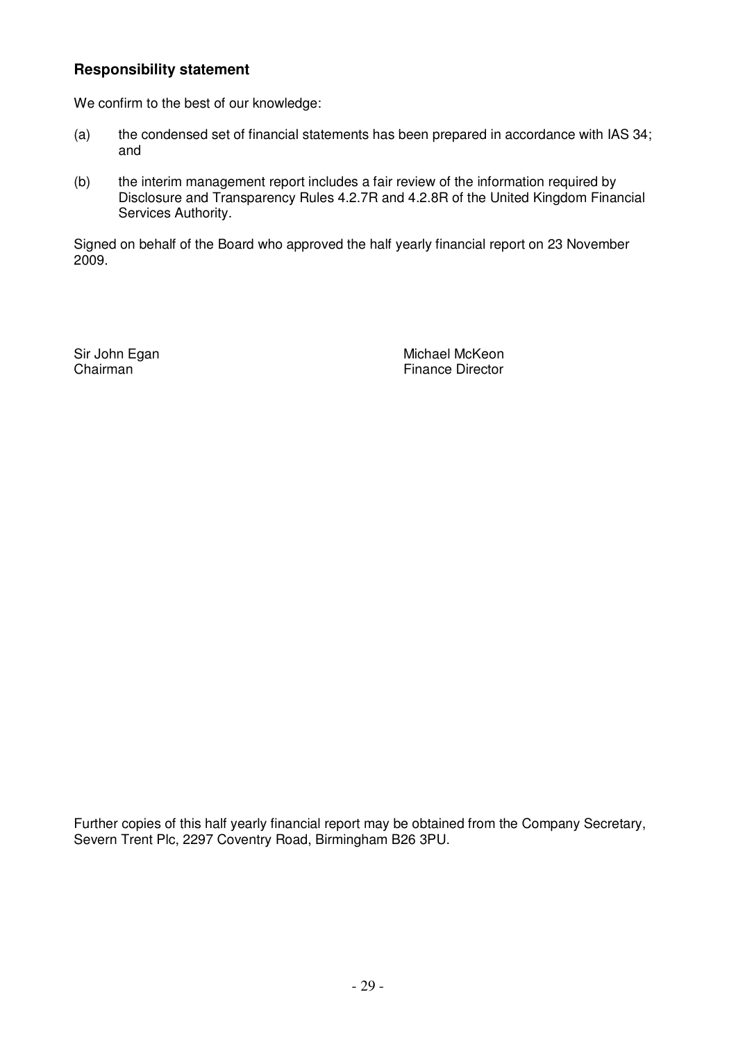## Responsibility statement

We confirm to the best of our knowledge:

(a) the condensed set of financial statements has been prepared in accordance with IAS 34; and

(b) the interim management report includes a fair review of the information required by Disclosure and Transparency Rules 4.2.7R and 4.2.8R of the United Kingdom Financial Services Authority.

Signed on behalf of the Board who approved the half yearly financial report on 23 November 2009.

| | |
|---|---|
| Sir John Egan | Michael McKeon |
| Chairman | Finance Director |

Further copies of this half yearly financial report may be obtained from the Company Secretary, Severn Trent Plc, 2297 Coventry Road, Birmingham B26 3PU.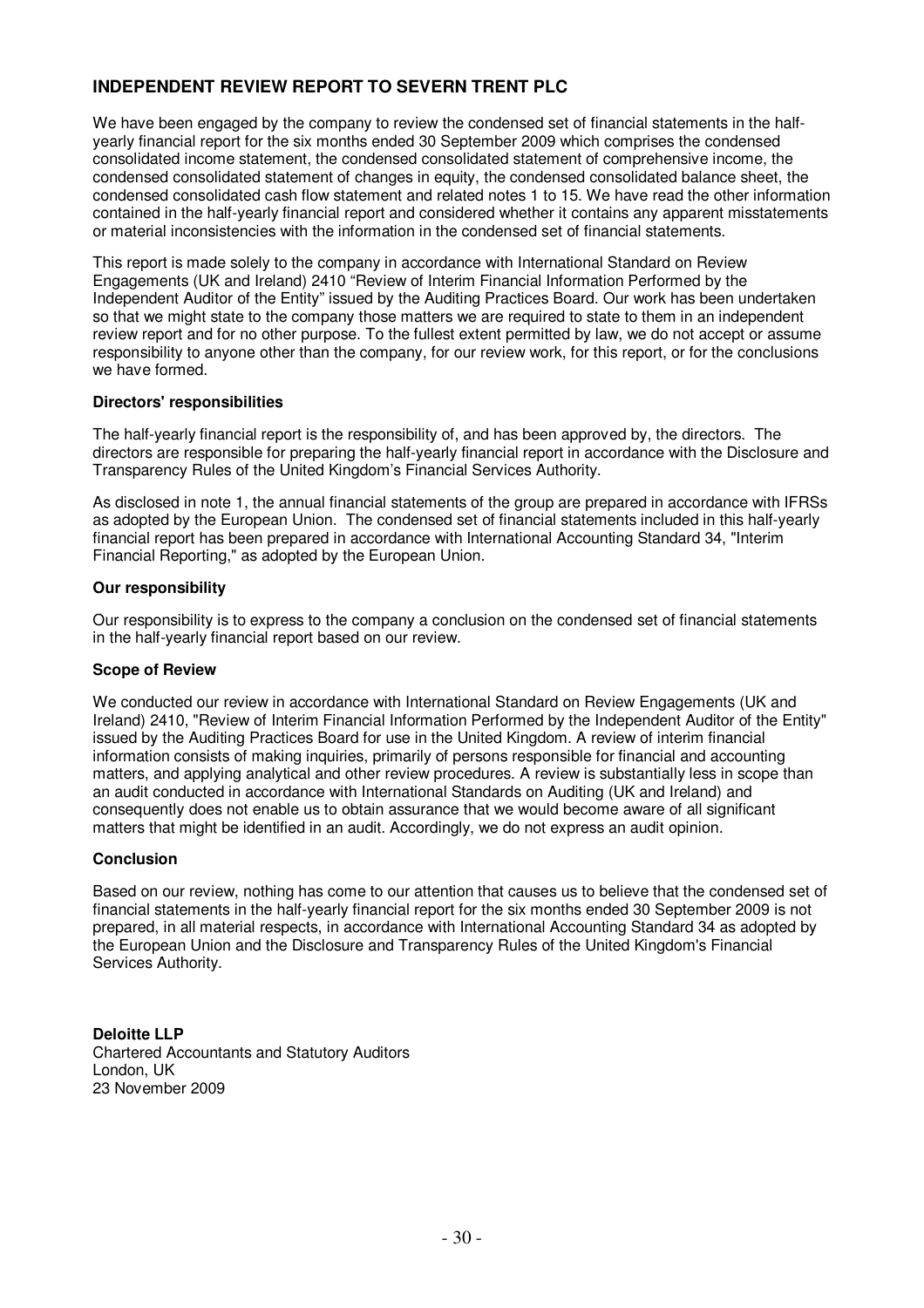## INDEPENDENT REVIEW REPORT TO SEVERN TRENT PLC

We have been engaged by the company to review the condensed set of financial statements in the half-yearly financial report for the six months ended 30 September 2009 which comprises the condensed consolidated income statement, the condensed consolidated statement of comprehensive income, the condensed consolidated statement of changes in equity, the condensed consolidated balance sheet, the condensed consolidated cash flow statement and related notes 1 to 15. We have read the other information contained in the half-yearly financial report and considered whether it contains any apparent misstatements or material inconsistencies with the information in the condensed set of financial statements.

This report is made solely to the company in accordance with International Standard on Review Engagements (UK and Ireland) 2410 "Review of Interim Financial Information Performed by the Independent Auditor of the Entity" issued by the Auditing Practices Board. Our work has been undertaken so that we might state to the company those matters we are required to state to them in an independent review report and for no other purpose. To the fullest extent permitted by law, we do not accept or assume responsibility to anyone other than the company, for our review work, for this report, or for the conclusions we have formed.

**Directors' responsibilities**

The half-yearly financial report is the responsibility of, and has been approved by, the directors. The directors are responsible for preparing the half-yearly financial report in accordance with the Disclosure and Transparency Rules of the United Kingdom's Financial Services Authority.

As disclosed in note 1, the annual financial statements of the group are prepared in accordance with IFRSs as adopted by the European Union. The condensed set of financial statements included in this half-yearly financial report has been prepared in accordance with International Accounting Standard 34, "Interim Financial Reporting," as adopted by the European Union.

**Our responsibility**

Our responsibility is to express to the company a conclusion on the condensed set of financial statements in the half-yearly financial report based on our review.

**Scope of Review**

We conducted our review in accordance with International Standard on Review Engagements (UK and Ireland) 2410, "Review of Interim Financial Information Performed by the Independent Auditor of the Entity" issued by the Auditing Practices Board for use in the United Kingdom. A review of interim financial information consists of making inquiries, primarily of persons responsible for financial and accounting matters, and applying analytical and other review procedures. A review is substantially less in scope than an audit conducted in accordance with International Standards on Auditing (UK and Ireland) and consequently does not enable us to obtain assurance that we would become aware of all significant matters that might be identified in an audit. Accordingly, we do not express an audit opinion.

**Conclusion**

Based on our review, nothing has come to our attention that causes us to believe that the condensed set of financial statements in the half-yearly financial report for the six months ended 30 September 2009 is not prepared, in all material respects, in accordance with International Accounting Standard 34 as adopted by the European Union and the Disclosure and Transparency Rules of the United Kingdom's Financial Services Authority.

**Deloitte LLP**
Chartered Accountants and Statutory Auditors
London, UK
23 November 2009